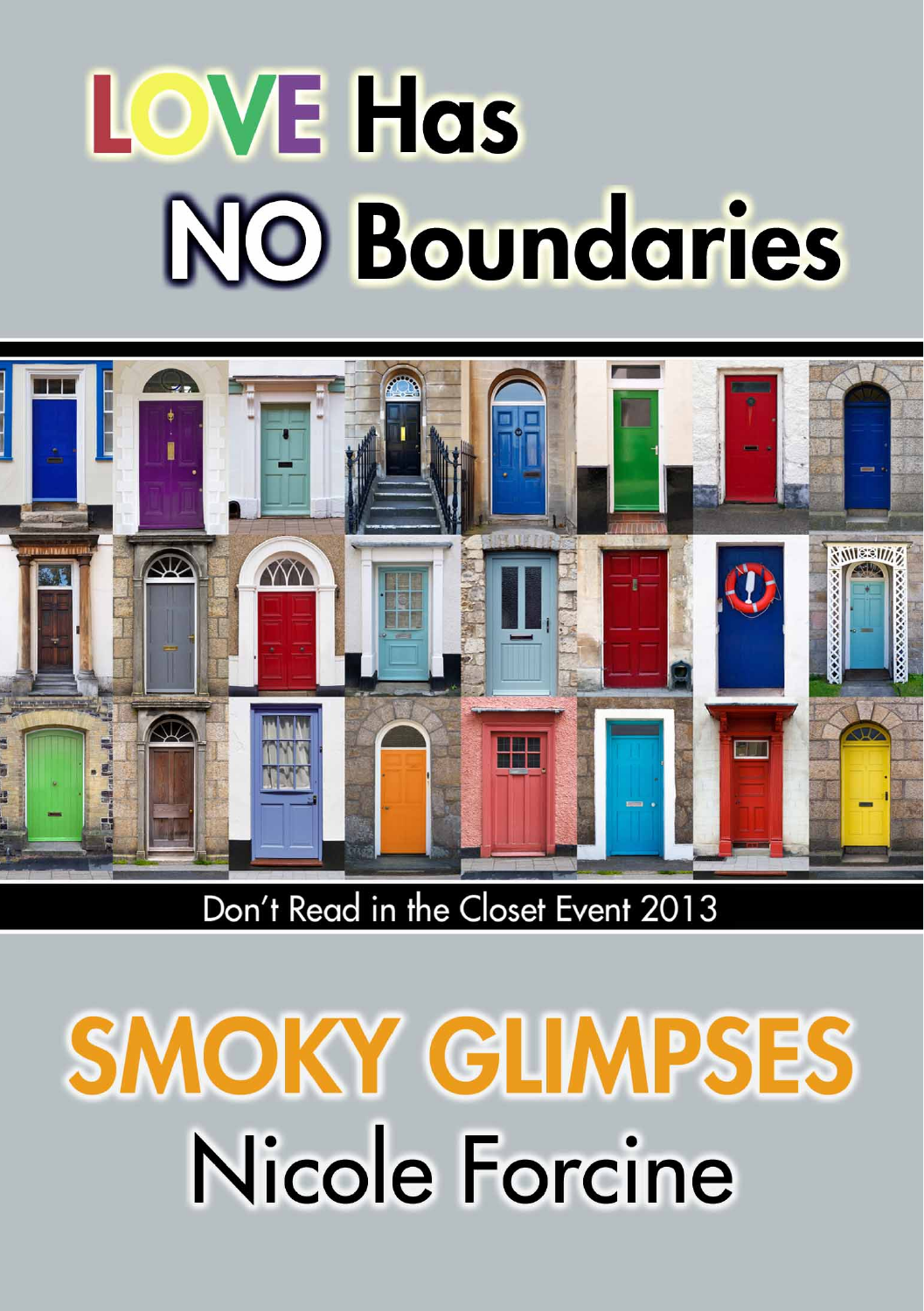# LOVE Has NO Boundaries

Don't Read in the Closet Event 2013

# SMOKY GLIMPSES

Nicole Forcine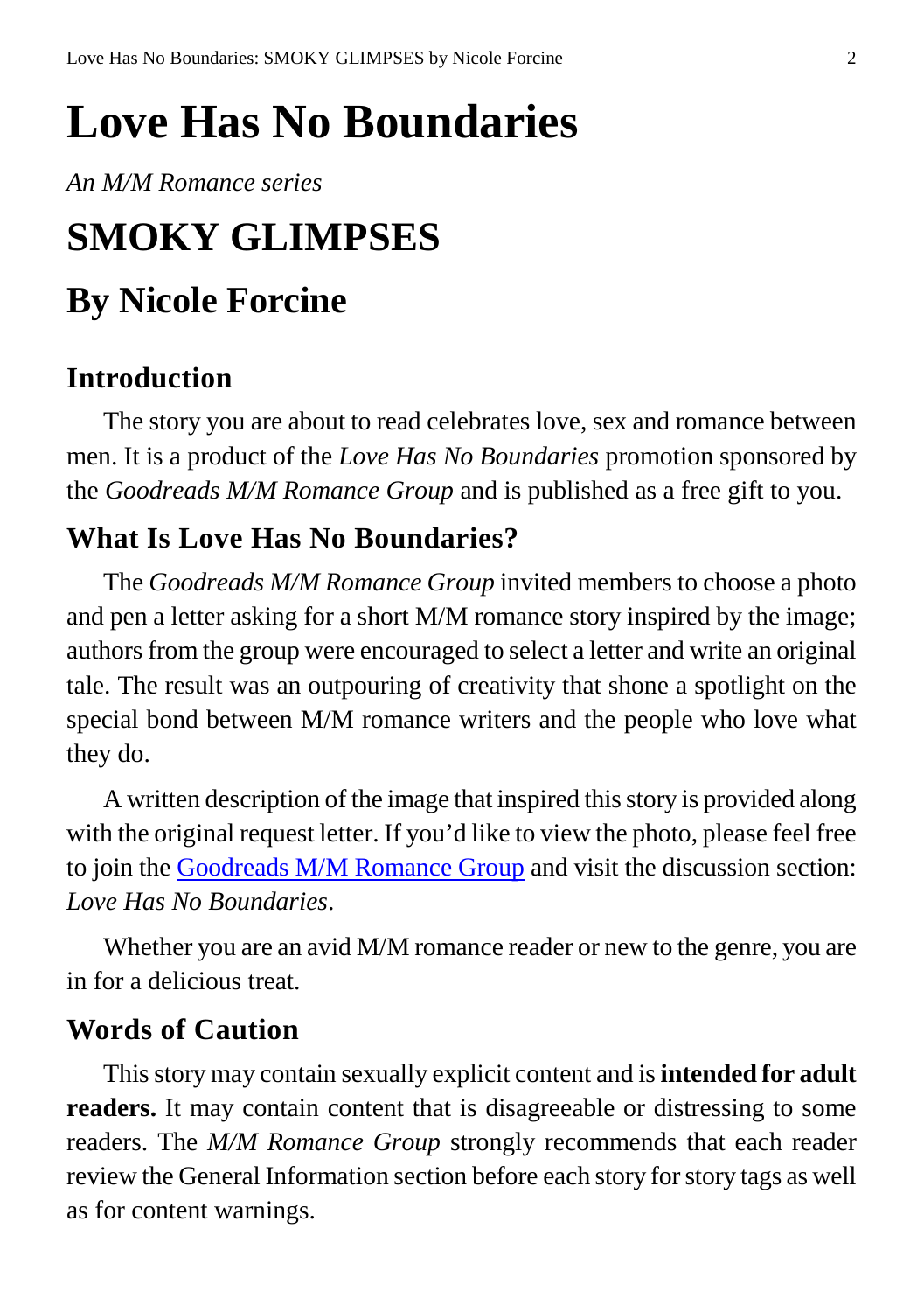# Love Has No Boundaries

*An M/M Romance series*

# SMOKY GLIMPSES

## By Nicole Forcine

### Introduction

The story you are about to read celebrates love, sex and romance between men. It is a product of the *Love Has No Boundaries* promotion sponsored by the *Goodreads M/M Romance Group* and is published as a free gift to you.

### What Is Love Has No Boundaries?

The *Goodreads M/M Romance Group* invited members to choose a photo and pen a letter asking for a short M/M romance story inspired by the image; authors from the group were encouraged to select a letter and write an original tale. The result was an outpouring of creativity that shone a spotlight on the special bond between M/M romance writers and the people who love what they do.

A written description of the image that inspired this story is provided along with the original request letter. If you'd like to view the photo, please feel free to join the Goodreads M/M Romance Group and visit the discussion section: *Love Has No Boundaries*.

Whether you are an avid M/M romance reader or new to the genre, you are in for a delicious treat.

### Words of Caution

This story may contain sexually explicit content and is **intended for adult readers.** It may contain content that is disagreeable or distressing to some readers. The *M/M Romance Group* strongly recommends that each reader review the General Information section before each story for story tags as well as for content warnings.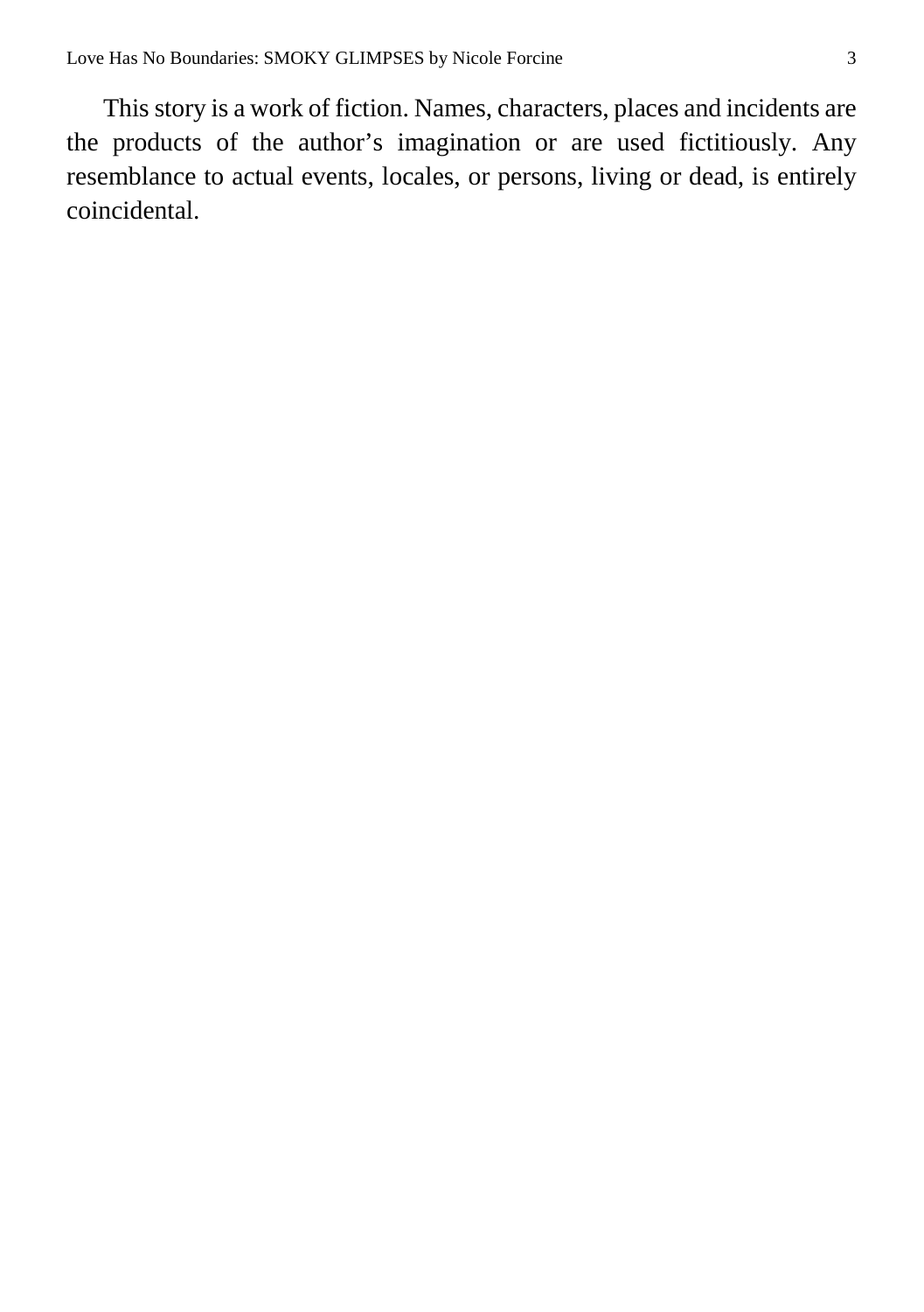This story is a work of fiction. Names, characters, places and incidents are the products of the author’s imagination or are used fictitiously. Any resemblance to actual events, locales, or persons, living or dead, is entirely coincidental.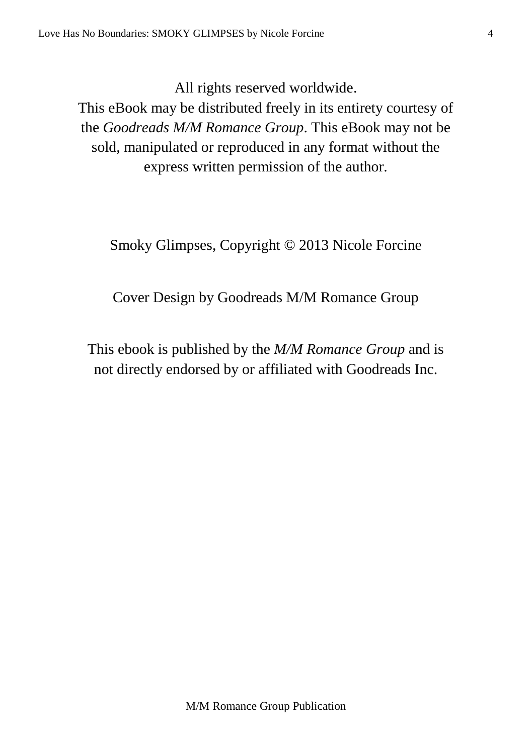All rights reserved worldwide.
This eBook may be distributed freely in its entirety courtesy of the *Goodreads M/M Romance Group*. This eBook may not be sold, manipulated or reproduced in any format without the express written permission of the author.

Smoky Glimpses, Copyright © 2013 Nicole Forcine

Cover Design by Goodreads M/M Romance Group

This ebook is published by the *M/M Romance Group* and is not directly endorsed by or affiliated with Goodreads Inc.

M/M Romance Group Publication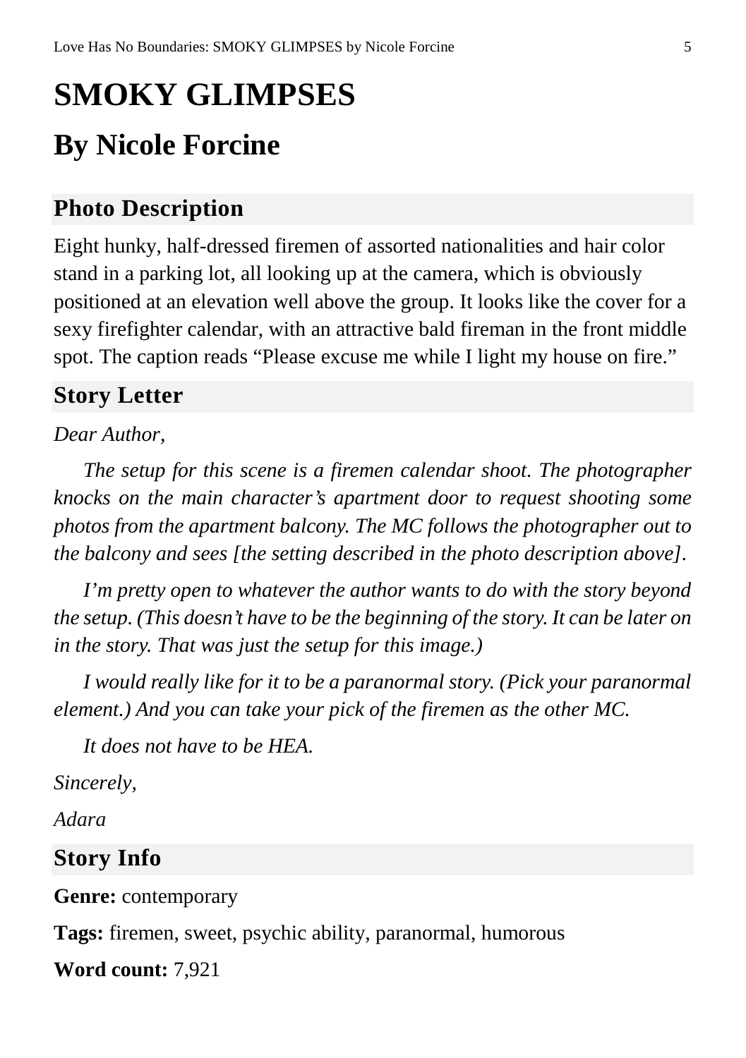# SMOKY GLIMPSES

## By Nicole Forcine

### Photo Description

Eight hunky, half-dressed firemen of assorted nationalities and hair color stand in a parking lot, all looking up at the camera, which is obviously positioned at an elevation well above the group. It looks like the cover for a sexy firefighter calendar, with an attractive bald fireman in the front middle spot. The caption reads "Please excuse me while I light my house on fire."

### Story Letter

*Dear Author,*

*The setup for this scene is a firemen calendar shoot. The photographer knocks on the main character's apartment door to request shooting some photos from the apartment balcony. The MC follows the photographer out to the balcony and sees [the setting described in the photo description above].*

*I'm pretty open to whatever the author wants to do with the story beyond the setup. (This doesn't have to be the beginning of the story. It can be later on in the story. That was just the setup for this image.)*

*I would really like for it to be a paranormal story. (Pick your paranormal element.) And you can take your pick of the firemen as the other MC.*

*It does not have to be HEA.*

*Sincerely,*

*Adara*

### Story Info

**Genre:** contemporary

**Tags:** firemen, sweet, psychic ability, paranormal, humorous

**Word count:** 7,921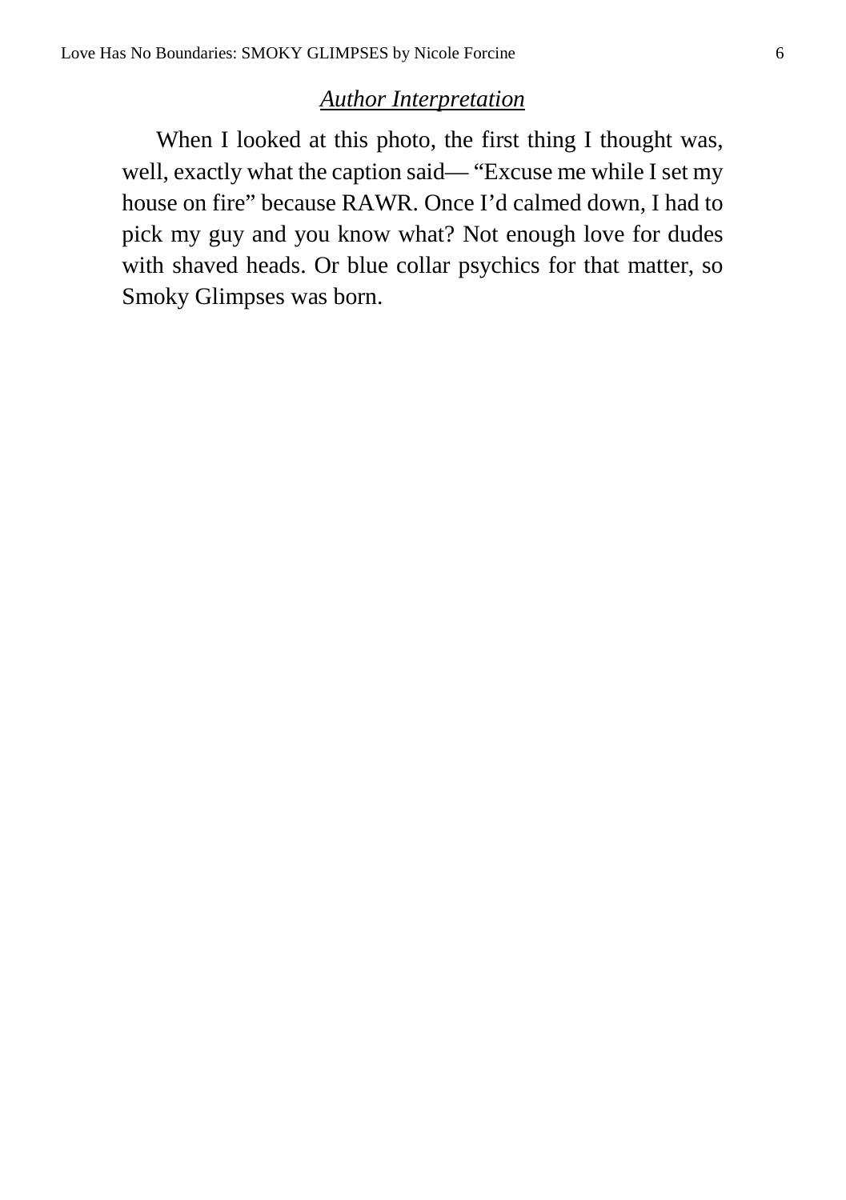## *Author Interpretation*

When I looked at this photo, the first thing I thought was, well, exactly what the caption said— “Excuse me while I set my house on fire” because RAWR. Once I’d calmed down, I had to pick my guy and you know what? Not enough love for dudes with shaved heads. Or blue collar psychics for that matter, so Smoky Glimpses was born.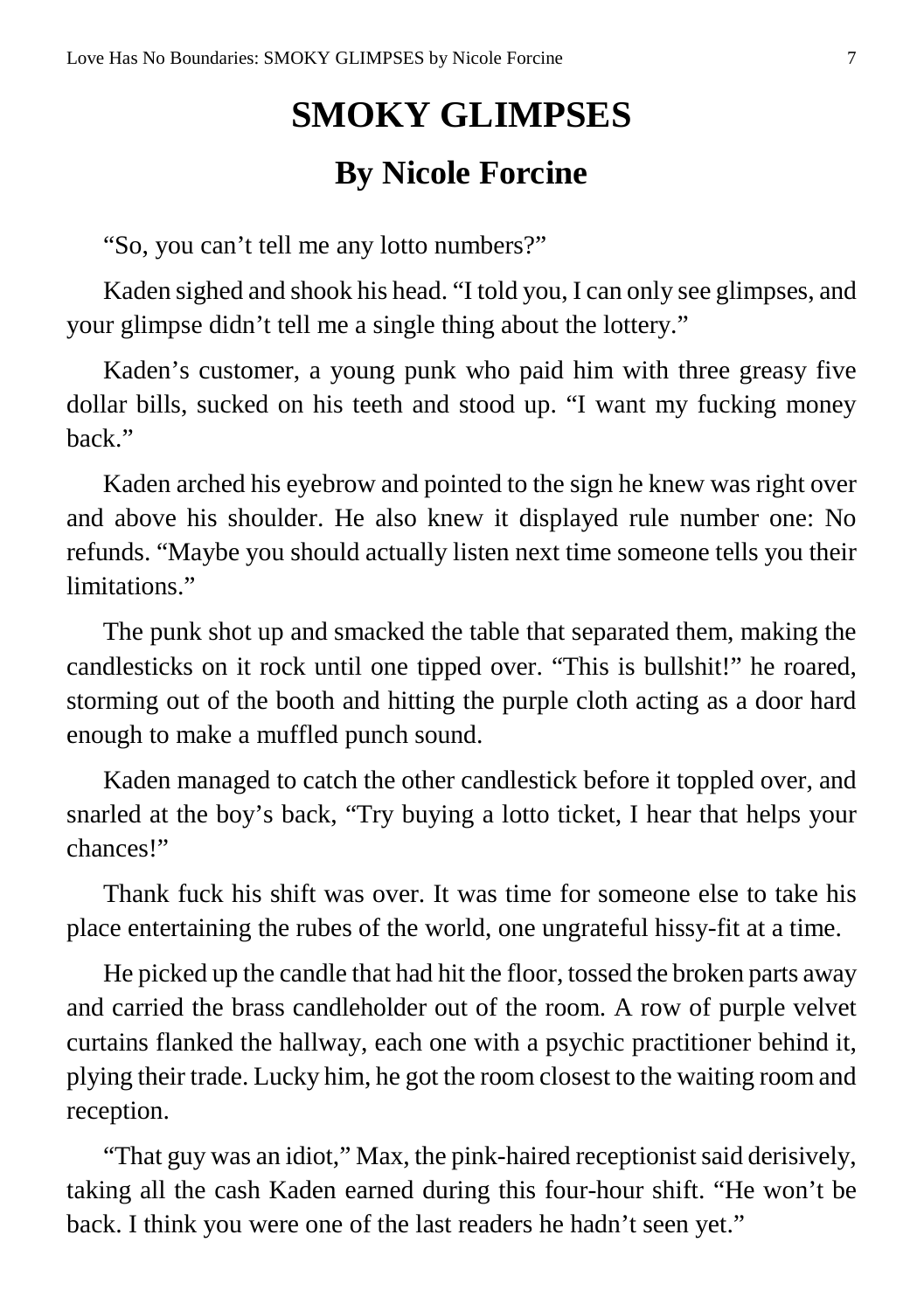# SMOKY GLIMPSES

## By Nicole Forcine

"So, you can't tell me any lotto numbers?"

Kaden sighed and shook his head. "I told you, I can only see glimpses, and your glimpse didn't tell me a single thing about the lottery."

Kaden's customer, a young punk who paid him with three greasy five dollar bills, sucked on his teeth and stood up. "I want my fucking money back."

Kaden arched his eyebrow and pointed to the sign he knew was right over and above his shoulder. He also knew it displayed rule number one: No refunds. "Maybe you should actually listen next time someone tells you their limitations."

The punk shot up and smacked the table that separated them, making the candlesticks on it rock until one tipped over. "This is bullshit!" he roared, storming out of the booth and hitting the purple cloth acting as a door hard enough to make a muffled punch sound.

Kaden managed to catch the other candlestick before it toppled over, and snarled at the boy's back, "Try buying a lotto ticket, I hear that helps your chances!"

Thank fuck his shift was over. It was time for someone else to take his place entertaining the rubes of the world, one ungrateful hissy-fit at a time.

He picked up the candle that had hit the floor, tossed the broken parts away and carried the brass candleholder out of the room. A row of purple velvet curtains flanked the hallway, each one with a psychic practitioner behind it, plying their trade. Lucky him, he got the room closest to the waiting room and reception.

"That guy was an idiot," Max, the pink-haired receptionist said derisively, taking all the cash Kaden earned during this four-hour shift. "He won't be back. I think you were one of the last readers he hadn't seen yet."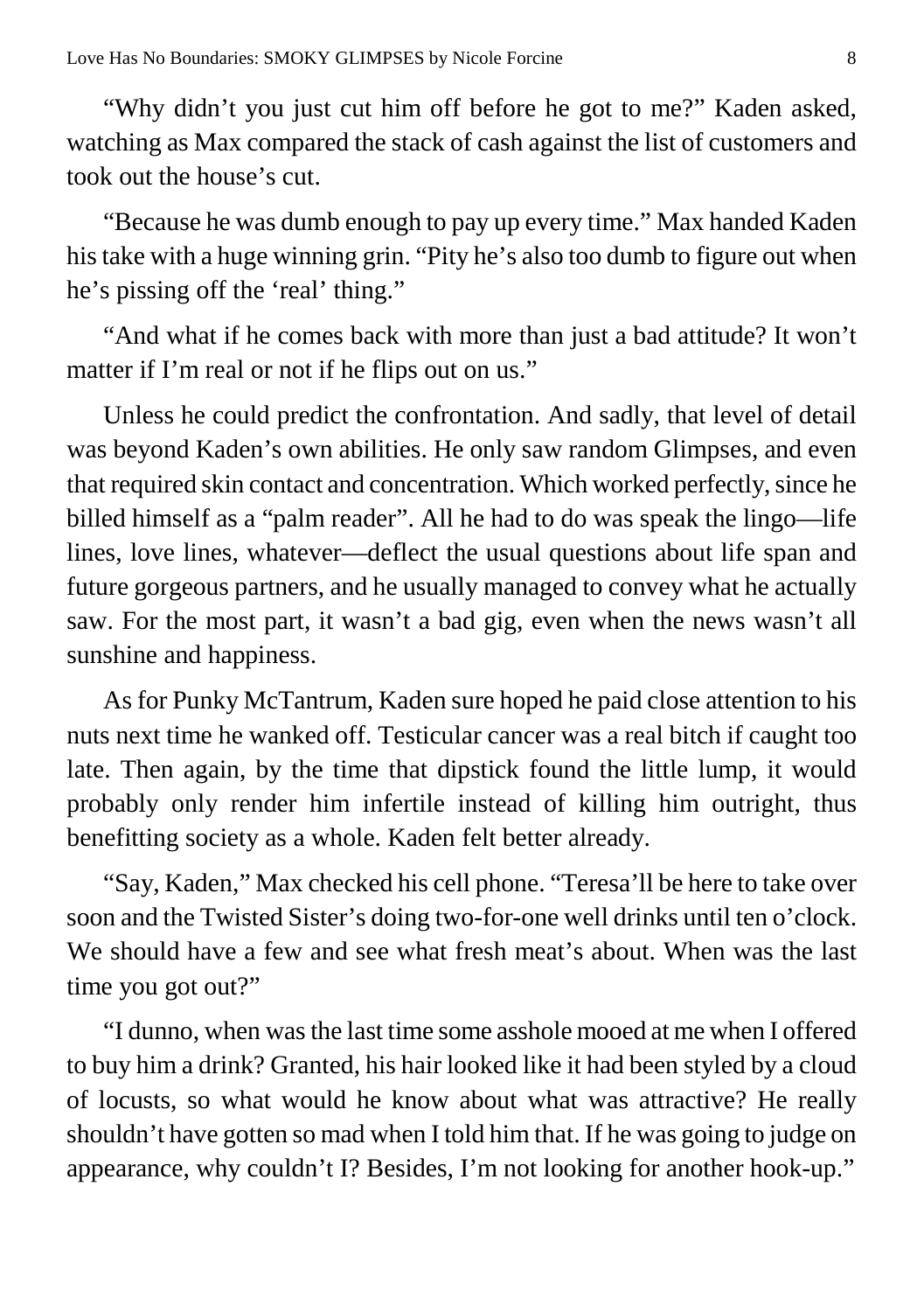"Why didn't you just cut him off before he got to me?" Kaden asked, watching as Max compared the stack of cash against the list of customers and took out the house's cut.

"Because he was dumb enough to pay up every time." Max handed Kaden his take with a huge winning grin. "Pity he's also too dumb to figure out when he's pissing off the 'real' thing."

"And what if he comes back with more than just a bad attitude? It won't matter if I'm real or not if he flips out on us."

Unless he could predict the confrontation. And sadly, that level of detail was beyond Kaden's own abilities. He only saw random Glimpses, and even that required skin contact and concentration. Which worked perfectly, since he billed himself as a "palm reader". All he had to do was speak the lingo—life lines, love lines, whatever—deflect the usual questions about life span and future gorgeous partners, and he usually managed to convey what he actually saw. For the most part, it wasn't a bad gig, even when the news wasn't all sunshine and happiness.

As for Punky McTantrum, Kaden sure hoped he paid close attention to his nuts next time he wanked off. Testicular cancer was a real bitch if caught too late. Then again, by the time that dipstick found the little lump, it would probably only render him infertile instead of killing him outright, thus benefitting society as a whole. Kaden felt better already.

"Say, Kaden," Max checked his cell phone. "Teresa'll be here to take over soon and the Twisted Sister's doing two-for-one well drinks until ten o'clock. We should have a few and see what fresh meat's about. When was the last time you got out?"

"I dunno, when was the last time some asshole mooed at me when I offered to buy him a drink? Granted, his hair looked like it had been styled by a cloud of locusts, so what would he know about what was attractive? He really shouldn't have gotten so mad when I told him that. If he was going to judge on appearance, why couldn't I? Besides, I'm not looking for another hook-up."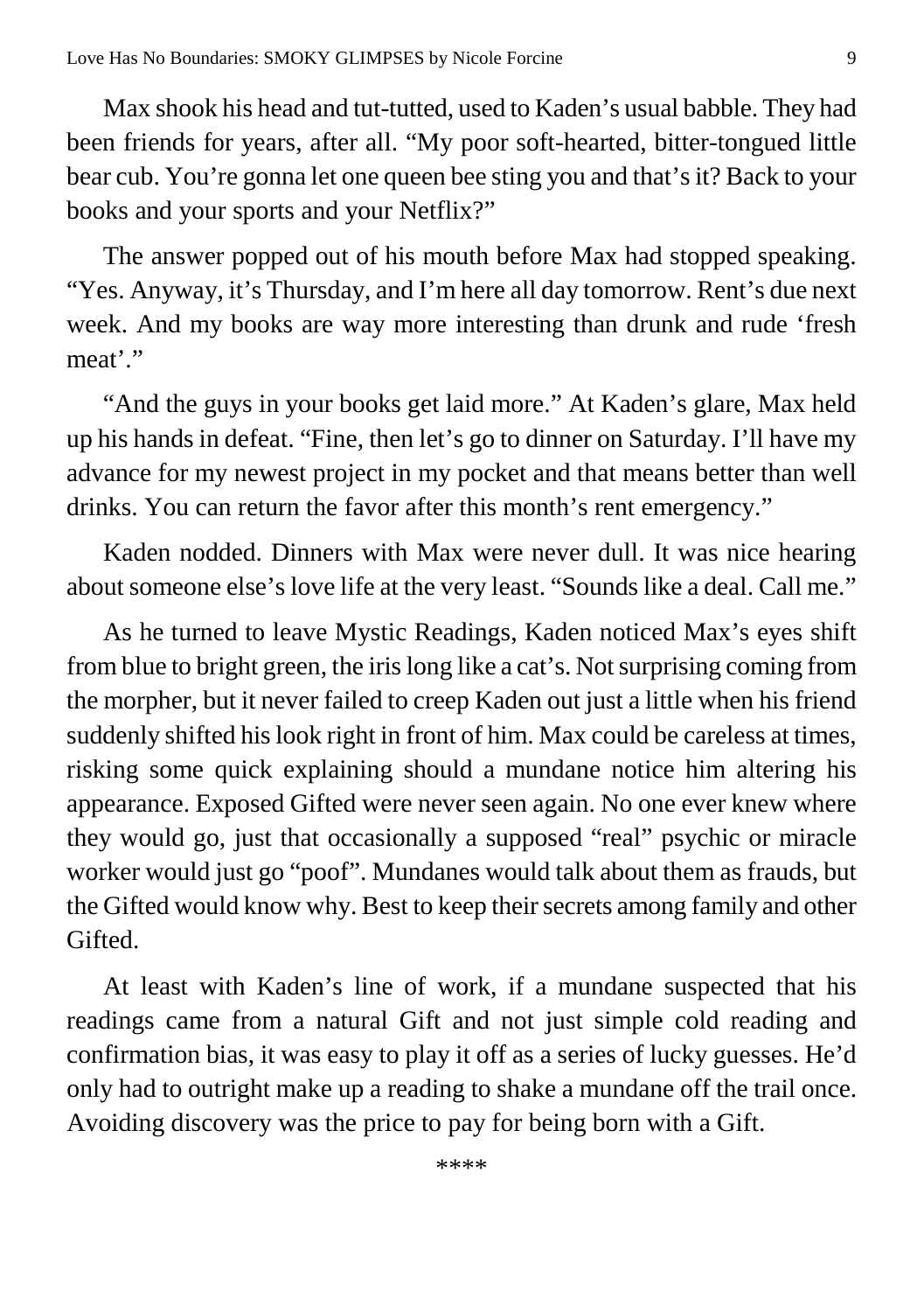Max shook his head and tut-tutted, used to Kaden's usual babble. They had been friends for years, after all. "My poor soft-hearted, bitter-tongued little bear cub. You're gonna let one queen bee sting you and that's it? Back to your books and your sports and your Netflix?"

The answer popped out of his mouth before Max had stopped speaking. "Yes. Anyway, it's Thursday, and I'm here all day tomorrow. Rent's due next week. And my books are way more interesting than drunk and rude 'fresh meat'."

"And the guys in your books get laid more." At Kaden's glare, Max held up his hands in defeat. "Fine, then let's go to dinner on Saturday. I'll have my advance for my newest project in my pocket and that means better than well drinks. You can return the favor after this month's rent emergency."

Kaden nodded. Dinners with Max were never dull. It was nice hearing about someone else's love life at the very least. "Sounds like a deal. Call me."

As he turned to leave Mystic Readings, Kaden noticed Max's eyes shift from blue to bright green, the iris long like a cat's. Not surprising coming from the morpher, but it never failed to creep Kaden out just a little when his friend suddenly shifted his look right in front of him. Max could be careless at times, risking some quick explaining should a mundane notice him altering his appearance. Exposed Gifted were never seen again. No one ever knew where they would go, just that occasionally a supposed "real" psychic or miracle worker would just go "poof". Mundanes would talk about them as frauds, but the Gifted would know why. Best to keep their secrets among family and other Gifted.

At least with Kaden's line of work, if a mundane suspected that his readings came from a natural Gift and not just simple cold reading and confirmation bias, it was easy to play it off as a series of lucky guesses. He'd only had to outright make up a reading to shake a mundane off the trail once. Avoiding discovery was the price to pay for being born with a Gift.

****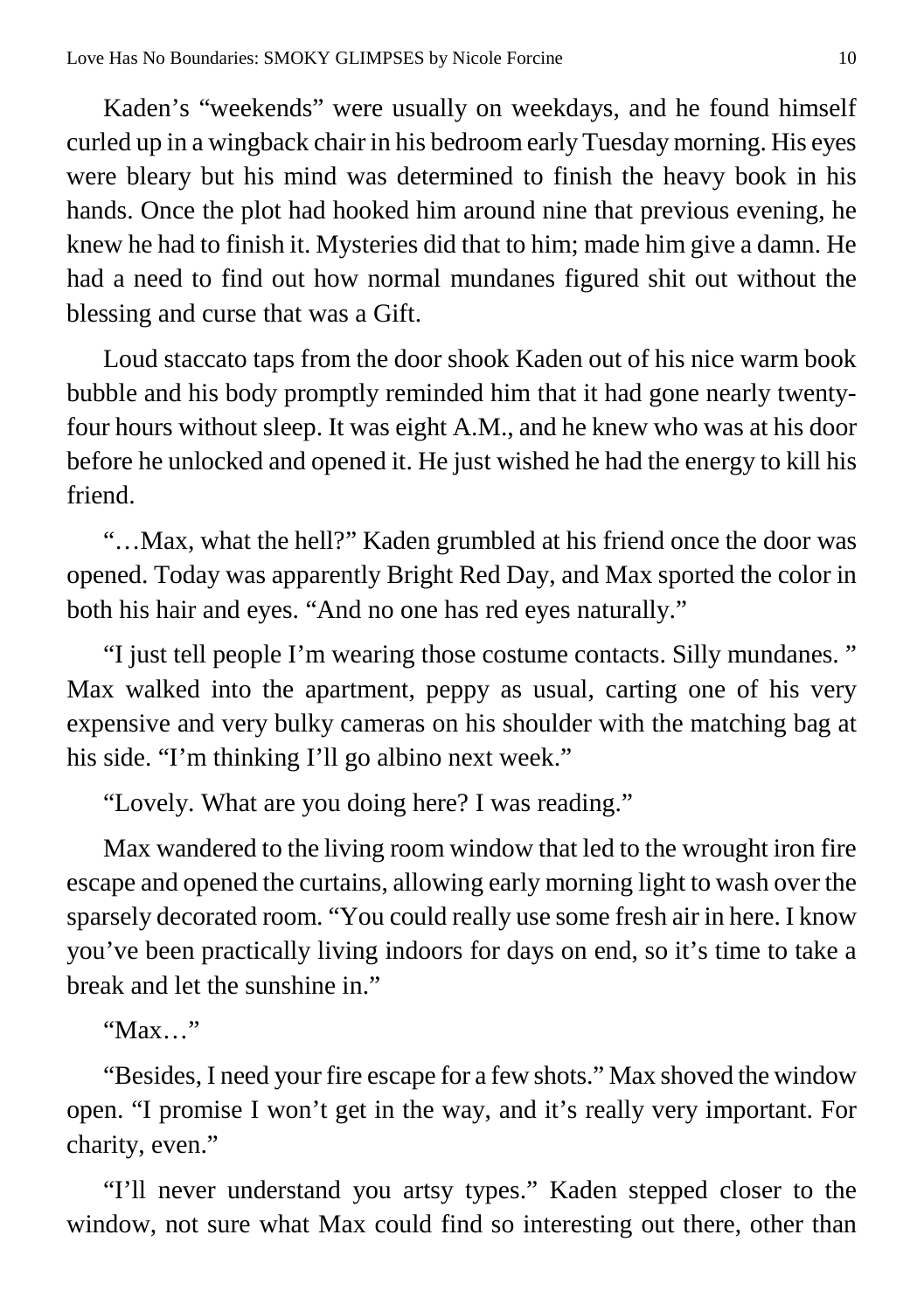Kaden's "weekends" were usually on weekdays, and he found himself curled up in a wingback chair in his bedroom early Tuesday morning. His eyes were bleary but his mind was determined to finish the heavy book in his hands. Once the plot had hooked him around nine that previous evening, he knew he had to finish it. Mysteries did that to him; made him give a damn. He had a need to find out how normal mundanes figured shit out without the blessing and curse that was a Gift.

Loud staccato taps from the door shook Kaden out of his nice warm book bubble and his body promptly reminded him that it had gone nearly twenty-four hours without sleep. It was eight A.M., and he knew who was at his door before he unlocked and opened it. He just wished he had the energy to kill his friend.

"…Max, what the hell?" Kaden grumbled at his friend once the door was opened. Today was apparently Bright Red Day, and Max sported the color in both his hair and eyes. "And no one has red eyes naturally."

"I just tell people I'm wearing those costume contacts. Silly mundanes. " Max walked into the apartment, peppy as usual, carting one of his very expensive and very bulky cameras on his shoulder with the matching bag at his side. "I'm thinking I'll go albino next week."

"Lovely. What are you doing here? I was reading."

Max wandered to the living room window that led to the wrought iron fire escape and opened the curtains, allowing early morning light to wash over the sparsely decorated room. "You could really use some fresh air in here. I know you've been practically living indoors for days on end, so it's time to take a break and let the sunshine in."

"Max…"

"Besides, I need your fire escape for a few shots." Max shoved the window open. "I promise I won't get in the way, and it's really very important. For charity, even."

"I'll never understand you artsy types." Kaden stepped closer to the window, not sure what Max could find so interesting out there, other than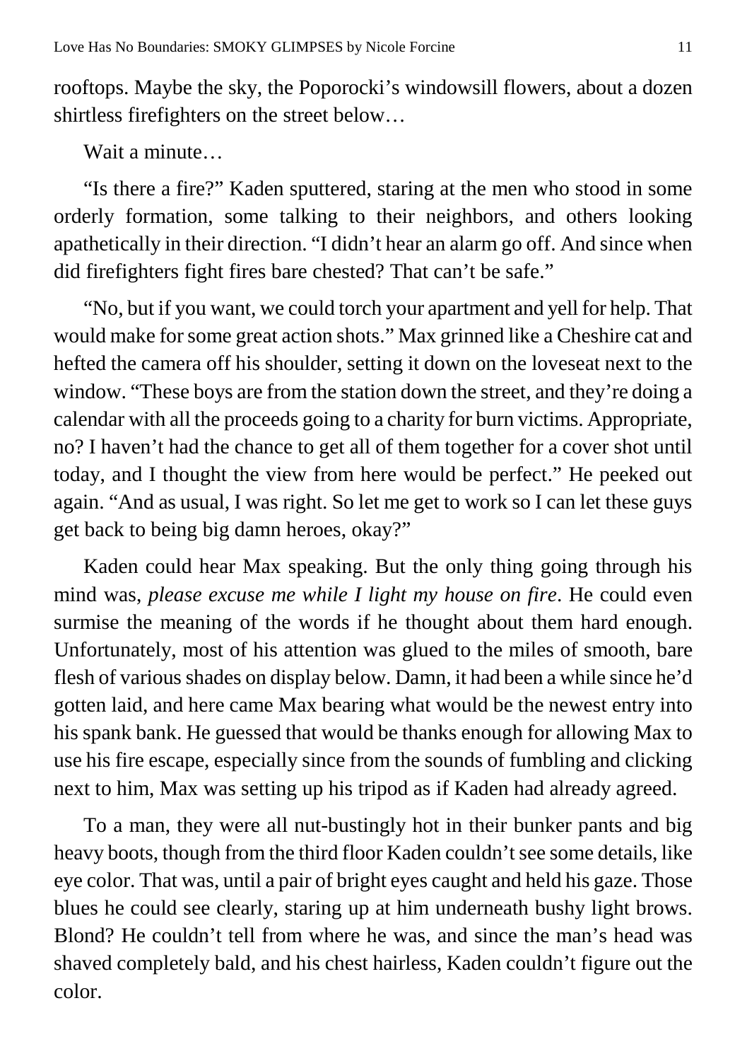rooftops. Maybe the sky, the Poporocki's windowsill flowers, about a dozen shirtless firefighters on the street below…

Wait a minute…

"Is there a fire?" Kaden sputtered, staring at the men who stood in some orderly formation, some talking to their neighbors, and others looking apathetically in their direction. "I didn't hear an alarm go off. And since when did firefighters fight fires bare chested? That can't be safe."

"No, but if you want, we could torch your apartment and yell for help. That would make for some great action shots." Max grinned like a Cheshire cat and hefted the camera off his shoulder, setting it down on the loveseat next to the window. "These boys are from the station down the street, and they're doing a calendar with all the proceeds going to a charity for burn victims. Appropriate, no? I haven't had the chance to get all of them together for a cover shot until today, and I thought the view from here would be perfect." He peeked out again. "And as usual, I was right. So let me get to work so I can let these guys get back to being big damn heroes, okay?"

Kaden could hear Max speaking. But the only thing going through his mind was, *please excuse me while I light my house on fire*. He could even surmise the meaning of the words if he thought about them hard enough. Unfortunately, most of his attention was glued to the miles of smooth, bare flesh of various shades on display below. Damn, it had been a while since he'd gotten laid, and here came Max bearing what would be the newest entry into his spank bank. He guessed that would be thanks enough for allowing Max to use his fire escape, especially since from the sounds of fumbling and clicking next to him, Max was setting up his tripod as if Kaden had already agreed.

To a man, they were all nut-bustingly hot in their bunker pants and big heavy boots, though from the third floor Kaden couldn't see some details, like eye color. That was, until a pair of bright eyes caught and held his gaze. Those blues he could see clearly, staring up at him underneath bushy light brows. Blond? He couldn't tell from where he was, and since the man's head was shaved completely bald, and his chest hairless, Kaden couldn't figure out the color.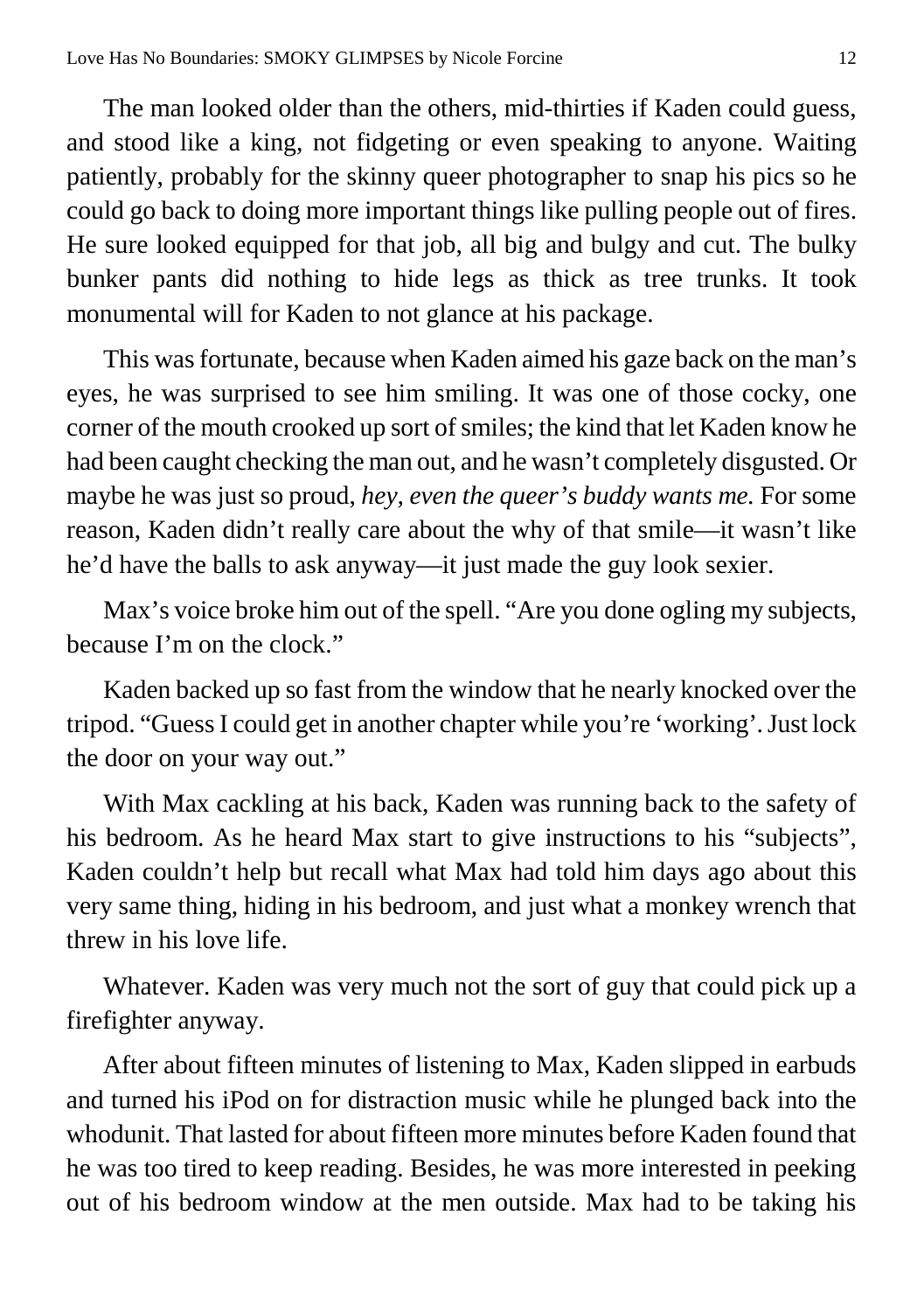The man looked older than the others, mid-thirties if Kaden could guess, and stood like a king, not fidgeting or even speaking to anyone. Waiting patiently, probably for the skinny queer photographer to snap his pics so he could go back to doing more important things like pulling people out of fires. He sure looked equipped for that job, all big and bulgy and cut. The bulky bunker pants did nothing to hide legs as thick as tree trunks. It took monumental will for Kaden to not glance at his package.

This was fortunate, because when Kaden aimed his gaze back on the man's eyes, he was surprised to see him smiling. It was one of those cocky, one corner of the mouth crooked up sort of smiles; the kind that let Kaden know he had been caught checking the man out, and he wasn't completely disgusted. Or maybe he was just so proud, *hey, even the queer's buddy wants me.* For some reason, Kaden didn't really care about the why of that smile—it wasn't like he'd have the balls to ask anyway—it just made the guy look sexier.

Max's voice broke him out of the spell. "Are you done ogling my subjects, because I'm on the clock."

Kaden backed up so fast from the window that he nearly knocked over the tripod. "Guess I could get in another chapter while you're 'working'. Just lock the door on your way out."

With Max cackling at his back, Kaden was running back to the safety of his bedroom. As he heard Max start to give instructions to his "subjects", Kaden couldn't help but recall what Max had told him days ago about this very same thing, hiding in his bedroom, and just what a monkey wrench that threw in his love life.

Whatever. Kaden was very much not the sort of guy that could pick up a firefighter anyway.

After about fifteen minutes of listening to Max, Kaden slipped in earbuds and turned his iPod on for distraction music while he plunged back into the whodunit. That lasted for about fifteen more minutes before Kaden found that he was too tired to keep reading. Besides, he was more interested in peeking out of his bedroom window at the men outside. Max had to be taking his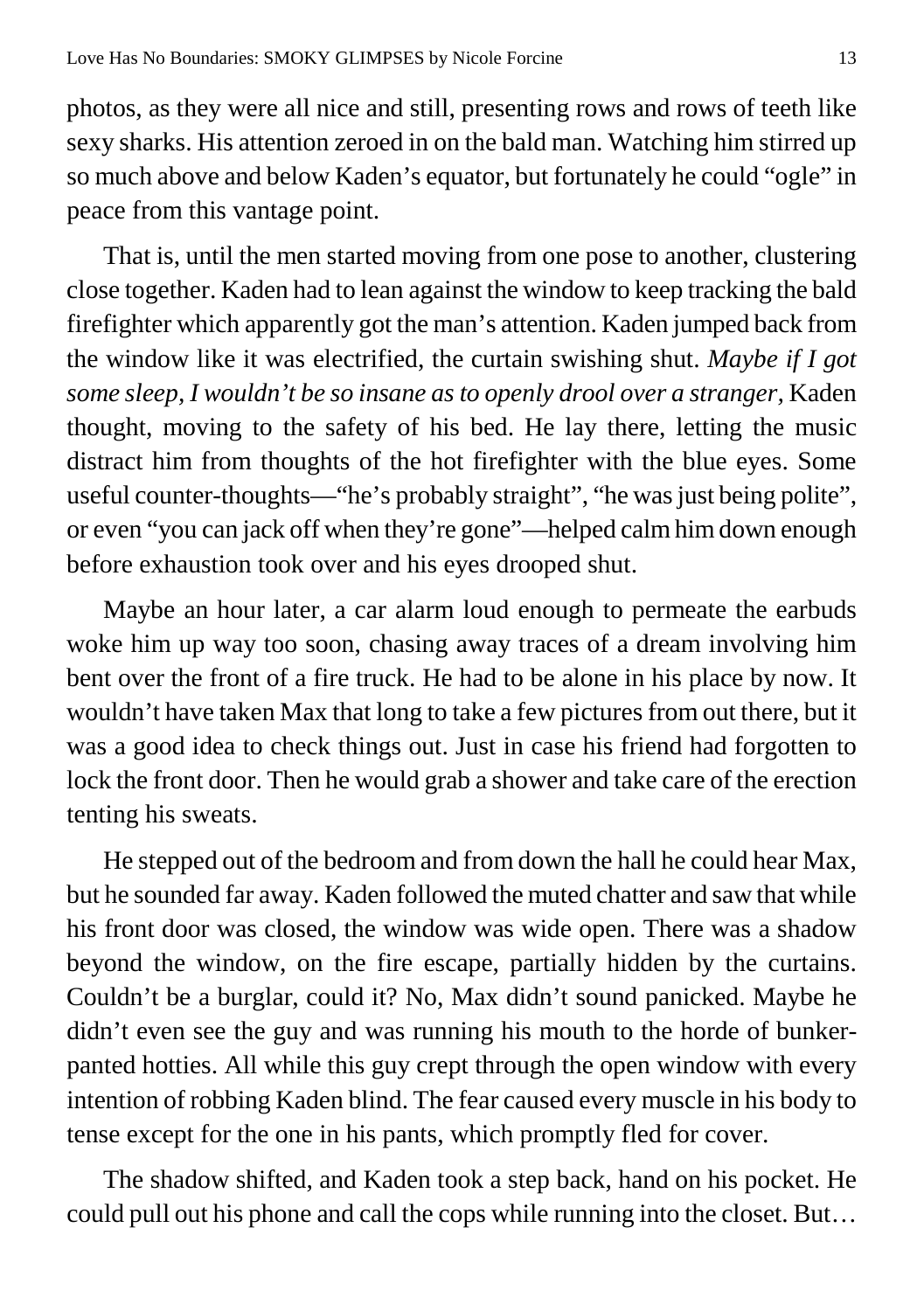photos, as they were all nice and still, presenting rows and rows of teeth like sexy sharks. His attention zeroed in on the bald man. Watching him stirred up so much above and below Kaden's equator, but fortunately he could "ogle" in peace from this vantage point.

That is, until the men started moving from one pose to another, clustering close together. Kaden had to lean against the window to keep tracking the bald firefighter which apparently got the man's attention. Kaden jumped back from the window like it was electrified, the curtain swishing shut. *Maybe if I got some sleep, I wouldn't be so insane as to openly drool over a stranger*, Kaden thought, moving to the safety of his bed. He lay there, letting the music distract him from thoughts of the hot firefighter with the blue eyes. Some useful counter-thoughts—"he's probably straight", "he was just being polite", or even "you can jack off when they're gone"—helped calm him down enough before exhaustion took over and his eyes drooped shut.

Maybe an hour later, a car alarm loud enough to permeate the earbuds woke him up way too soon, chasing away traces of a dream involving him bent over the front of a fire truck. He had to be alone in his place by now. It wouldn't have taken Max that long to take a few pictures from out there, but it was a good idea to check things out. Just in case his friend had forgotten to lock the front door. Then he would grab a shower and take care of the erection tenting his sweats.

He stepped out of the bedroom and from down the hall he could hear Max, but he sounded far away. Kaden followed the muted chatter and saw that while his front door was closed, the window was wide open. There was a shadow beyond the window, on the fire escape, partially hidden by the curtains. Couldn't be a burglar, could it? No, Max didn't sound panicked. Maybe he didn't even see the guy and was running his mouth to the horde of bunker-panted hotties. All while this guy crept through the open window with every intention of robbing Kaden blind. The fear caused every muscle in his body to tense except for the one in his pants, which promptly fled for cover.

The shadow shifted, and Kaden took a step back, hand on his pocket. He could pull out his phone and call the cops while running into the closet. But…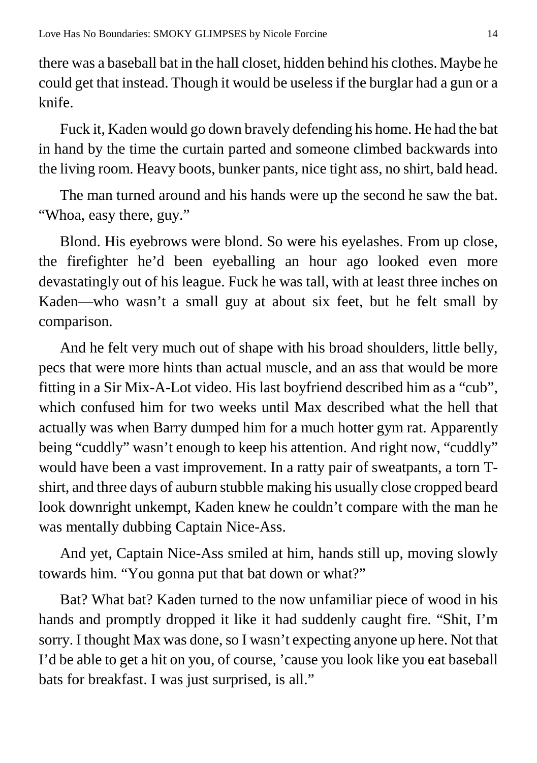there was a baseball bat in the hall closet, hidden behind his clothes. Maybe he could get that instead. Though it would be useless if the burglar had a gun or a knife.

Fuck it, Kaden would go down bravely defending his home. He had the bat in hand by the time the curtain parted and someone climbed backwards into the living room. Heavy boots, bunker pants, nice tight ass, no shirt, bald head.

The man turned around and his hands were up the second he saw the bat. "Whoa, easy there, guy."

Blond. His eyebrows were blond. So were his eyelashes. From up close, the firefighter he'd been eyeballing an hour ago looked even more devastatingly out of his league. Fuck he was tall, with at least three inches on Kaden—who wasn't a small guy at about six feet, but he felt small by comparison.

And he felt very much out of shape with his broad shoulders, little belly, pecs that were more hints than actual muscle, and an ass that would be more fitting in a Sir Mix-A-Lot video. His last boyfriend described him as a "cub", which confused him for two weeks until Max described what the hell that actually was when Barry dumped him for a much hotter gym rat. Apparently being "cuddly" wasn't enough to keep his attention. And right now, "cuddly" would have been a vast improvement. In a ratty pair of sweatpants, a torn T-shirt, and three days of auburn stubble making his usually close cropped beard look downright unkempt, Kaden knew he couldn't compare with the man he was mentally dubbing Captain Nice-Ass.

And yet, Captain Nice-Ass smiled at him, hands still up, moving slowly towards him. "You gonna put that bat down or what?"

Bat? What bat? Kaden turned to the now unfamiliar piece of wood in his hands and promptly dropped it like it had suddenly caught fire. "Shit, I'm sorry. I thought Max was done, so I wasn't expecting anyone up here. Not that I'd be able to get a hit on you, of course, 'cause you look like you eat baseball bats for breakfast. I was just surprised, is all."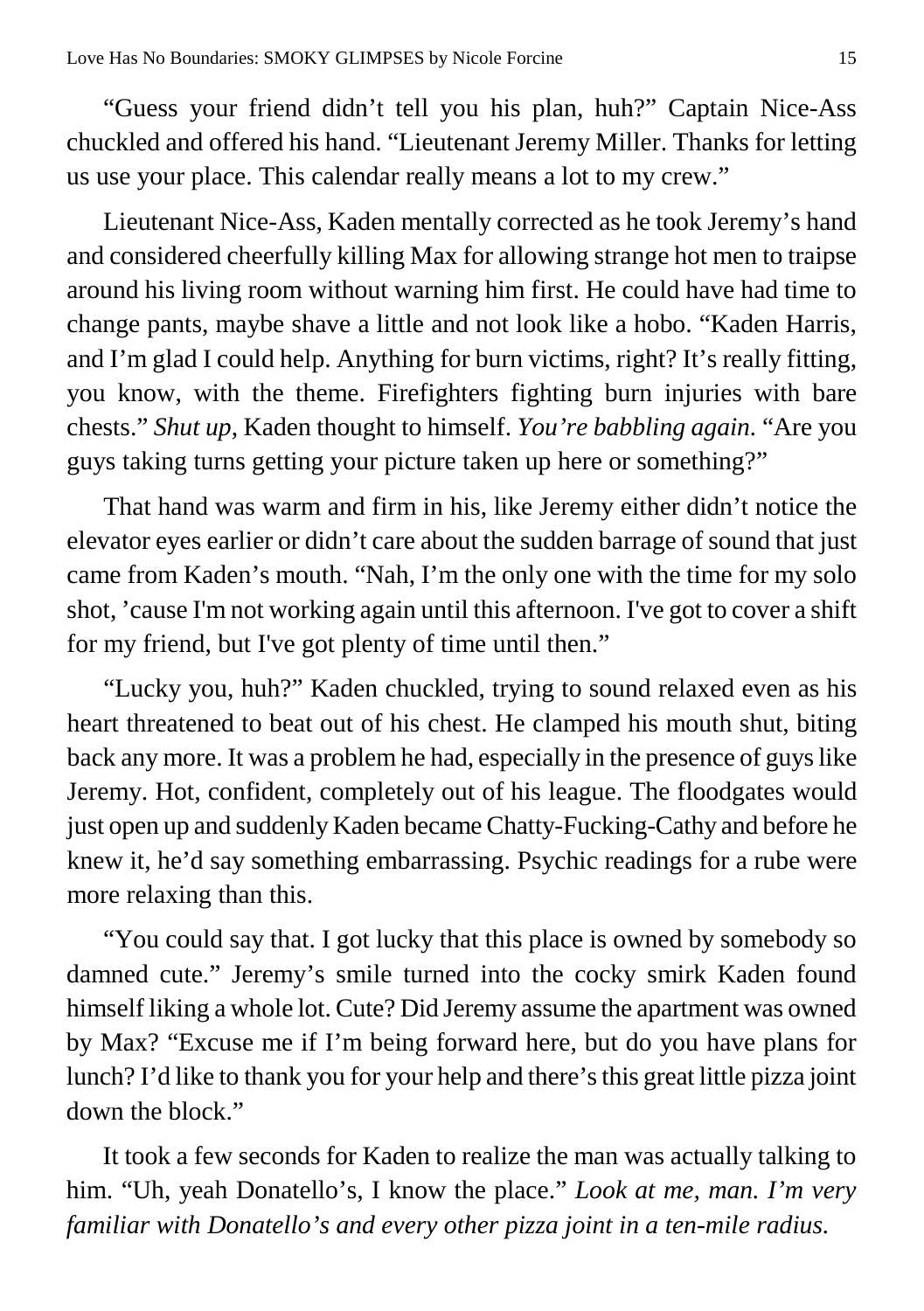"Guess your friend didn't tell you his plan, huh?" Captain Nice-Ass chuckled and offered his hand. "Lieutenant Jeremy Miller. Thanks for letting us use your place. This calendar really means a lot to my crew."

Lieutenant Nice-Ass, Kaden mentally corrected as he took Jeremy's hand and considered cheerfully killing Max for allowing strange hot men to traipse around his living room without warning him first. He could have had time to change pants, maybe shave a little and not look like a hobo. "Kaden Harris, and I'm glad I could help. Anything for burn victims, right? It's really fitting, you know, with the theme. Firefighters fighting burn injuries with bare chests." *Shut up*, Kaden thought to himself. *You're babbling again.* "Are you guys taking turns getting your picture taken up here or something?"

That hand was warm and firm in his, like Jeremy either didn't notice the elevator eyes earlier or didn't care about the sudden barrage of sound that just came from Kaden's mouth. "Nah, I'm the only one with the time for my solo shot, 'cause I'm not working again until this afternoon. I've got to cover a shift for my friend, but I've got plenty of time until then."

"Lucky you, huh?" Kaden chuckled, trying to sound relaxed even as his heart threatened to beat out of his chest. He clamped his mouth shut, biting back any more. It was a problem he had, especially in the presence of guys like Jeremy. Hot, confident, completely out of his league. The floodgates would just open up and suddenly Kaden became Chatty-Fucking-Cathy and before he knew it, he'd say something embarrassing. Psychic readings for a rube were more relaxing than this.

"You could say that. I got lucky that this place is owned by somebody so damned cute." Jeremy's smile turned into the cocky smirk Kaden found himself liking a whole lot. Cute? Did Jeremy assume the apartment was owned by Max? "Excuse me if I'm being forward here, but do you have plans for lunch? I'd like to thank you for your help and there's this great little pizza joint down the block."

It took a few seconds for Kaden to realize the man was actually talking to him. "Uh, yeah Donatello's, I know the place." *Look at me, man. I'm very familiar with Donatello's and every other pizza joint in a ten-mile radius.*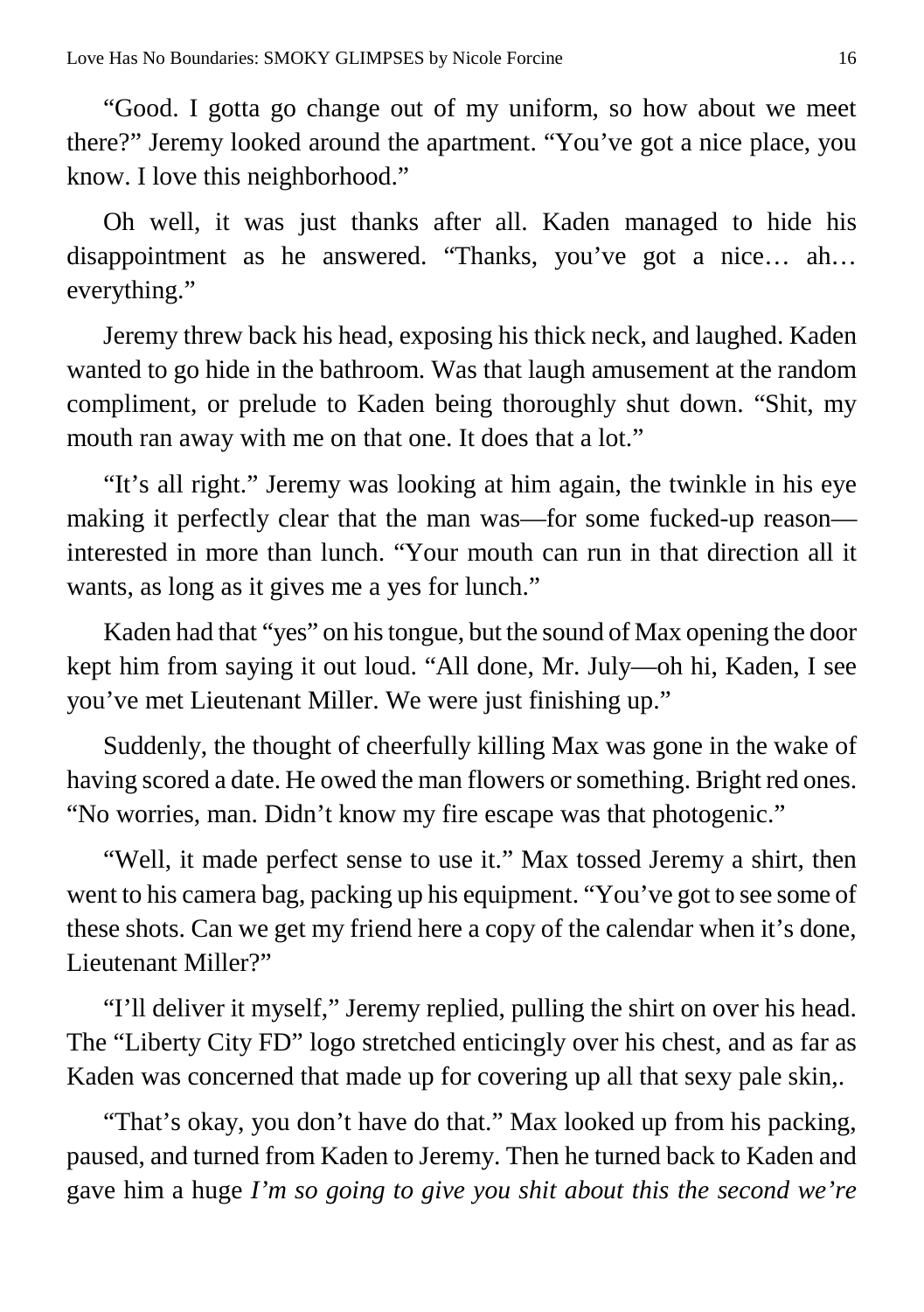"Good. I gotta go change out of my uniform, so how about we meet there?" Jeremy looked around the apartment. "You've got a nice place, you know. I love this neighborhood."

Oh well, it was just thanks after all. Kaden managed to hide his disappointment as he answered. "Thanks, you've got a nice… ah… everything."

Jeremy threw back his head, exposing his thick neck, and laughed. Kaden wanted to go hide in the bathroom. Was that laugh amusement at the random compliment, or prelude to Kaden being thoroughly shut down. "Shit, my mouth ran away with me on that one. It does that a lot."

"It's all right." Jeremy was looking at him again, the twinkle in his eye making it perfectly clear that the man was—for some fucked-up reason—interested in more than lunch. "Your mouth can run in that direction all it wants, as long as it gives me a yes for lunch."

Kaden had that "yes" on his tongue, but the sound of Max opening the door kept him from saying it out loud. "All done, Mr. July—oh hi, Kaden, I see you've met Lieutenant Miller. We were just finishing up."

Suddenly, the thought of cheerfully killing Max was gone in the wake of having scored a date. He owed the man flowers or something. Bright red ones. "No worries, man. Didn't know my fire escape was that photogenic."

"Well, it made perfect sense to use it." Max tossed Jeremy a shirt, then went to his camera bag, packing up his equipment. "You've got to see some of these shots. Can we get my friend here a copy of the calendar when it's done, Lieutenant Miller?"

"I'll deliver it myself," Jeremy replied, pulling the shirt on over his head. The "Liberty City FD" logo stretched enticingly over his chest, and as far as Kaden was concerned that made up for covering up all that sexy pale skin,.

"That's okay, you don't have do that." Max looked up from his packing, paused, and turned from Kaden to Jeremy. Then he turned back to Kaden and gave him a huge *I'm so going to give you shit about this the second we're*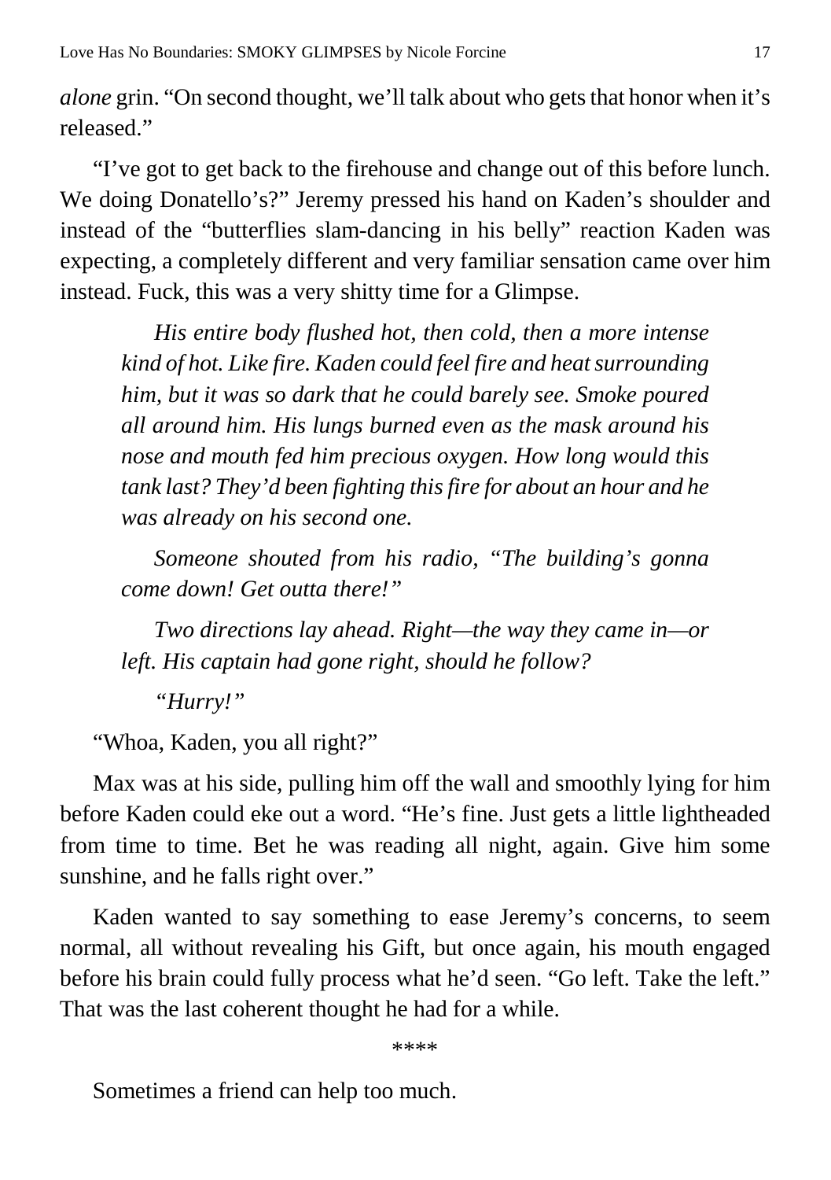*alone* grin. "On second thought, we'll talk about who gets that honor when it's released."

"I've got to get back to the firehouse and change out of this before lunch. We doing Donatello's?" Jeremy pressed his hand on Kaden's shoulder and instead of the "butterflies slam-dancing in his belly" reaction Kaden was expecting, a completely different and very familiar sensation came over him instead. Fuck, this was a very shitty time for a Glimpse.

> *His entire body flushed hot, then cold, then a more intense kind of hot. Like fire. Kaden could feel fire and heat surrounding him, but it was so dark that he could barely see. Smoke poured all around him. His lungs burned even as the mask around his nose and mouth fed him precious oxygen. How long would this tank last? They'd been fighting this fire for about an hour and he was already on his second one.*
>
> *Someone shouted from his radio, "The building's gonna come down! Get outta there!"*
>
> *Two directions lay ahead. Right—the way they came in—or left. His captain had gone right, should he follow?*
>
> *"Hurry!"*

"Whoa, Kaden, you all right?"

Max was at his side, pulling him off the wall and smoothly lying for him before Kaden could eke out a word. "He's fine. Just gets a little lightheaded from time to time. Bet he was reading all night, again. Give him some sunshine, and he falls right over."

Kaden wanted to say something to ease Jeremy's concerns, to seem normal, all without revealing his Gift, but once again, his mouth engaged before his brain could fully process what he'd seen. "Go left. Take the left." That was the last coherent thought he had for a while.

****

Sometimes a friend can help too much.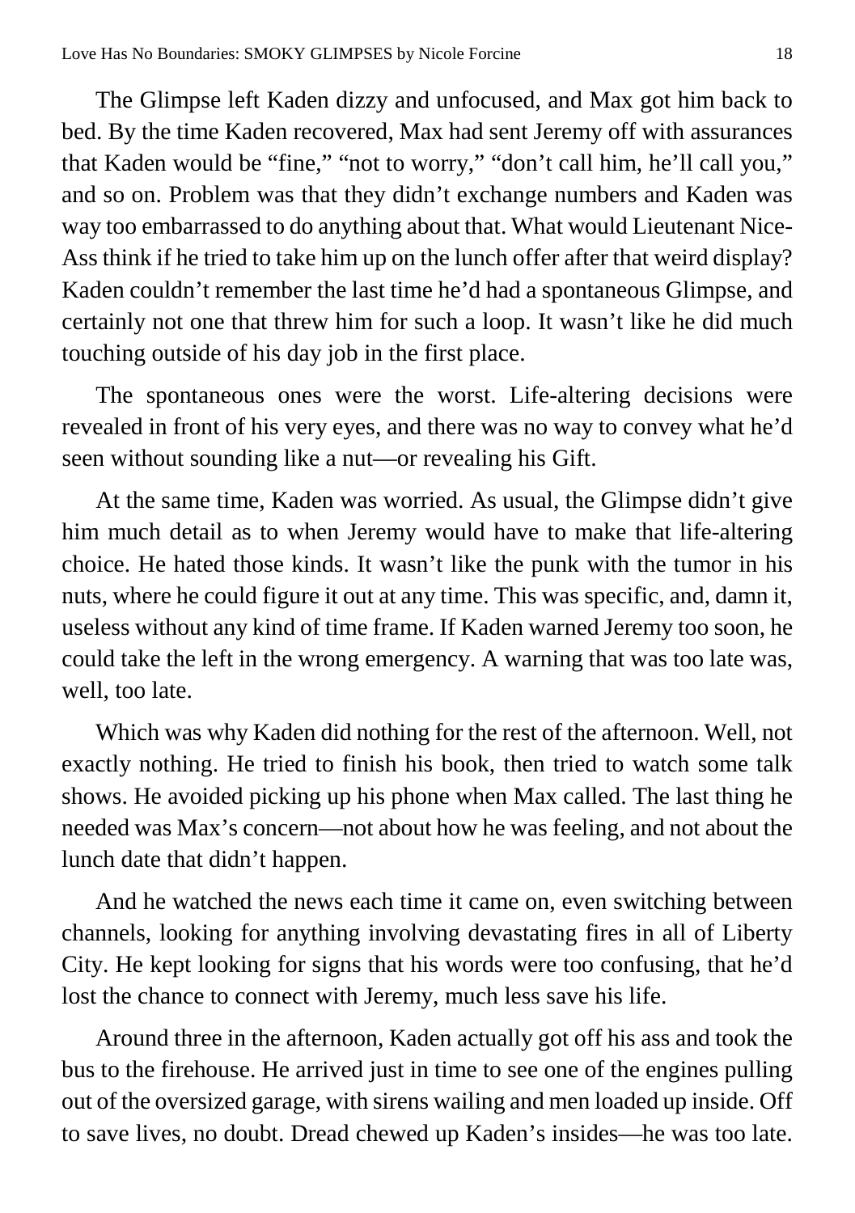The Glimpse left Kaden dizzy and unfocused, and Max got him back to bed. By the time Kaden recovered, Max had sent Jeremy off with assurances that Kaden would be "fine," "not to worry," "don't call him, he'll call you," and so on. Problem was that they didn't exchange numbers and Kaden was way too embarrassed to do anything about that. What would Lieutenant Nice-Ass think if he tried to take him up on the lunch offer after that weird display? Kaden couldn't remember the last time he'd had a spontaneous Glimpse, and certainly not one that threw him for such a loop. It wasn't like he did much touching outside of his day job in the first place.

The spontaneous ones were the worst. Life-altering decisions were revealed in front of his very eyes, and there was no way to convey what he'd seen without sounding like a nut—or revealing his Gift.

At the same time, Kaden was worried. As usual, the Glimpse didn't give him much detail as to when Jeremy would have to make that life-altering choice. He hated those kinds. It wasn't like the punk with the tumor in his nuts, where he could figure it out at any time. This was specific, and, damn it, useless without any kind of time frame. If Kaden warned Jeremy too soon, he could take the left in the wrong emergency. A warning that was too late was, well, too late.

Which was why Kaden did nothing for the rest of the afternoon. Well, not exactly nothing. He tried to finish his book, then tried to watch some talk shows. He avoided picking up his phone when Max called. The last thing he needed was Max's concern—not about how he was feeling, and not about the lunch date that didn't happen.

And he watched the news each time it came on, even switching between channels, looking for anything involving devastating fires in all of Liberty City. He kept looking for signs that his words were too confusing, that he'd lost the chance to connect with Jeremy, much less save his life.

Around three in the afternoon, Kaden actually got off his ass and took the bus to the firehouse. He arrived just in time to see one of the engines pulling out of the oversized garage, with sirens wailing and men loaded up inside. Off to save lives, no doubt. Dread chewed up Kaden's insides—he was too late.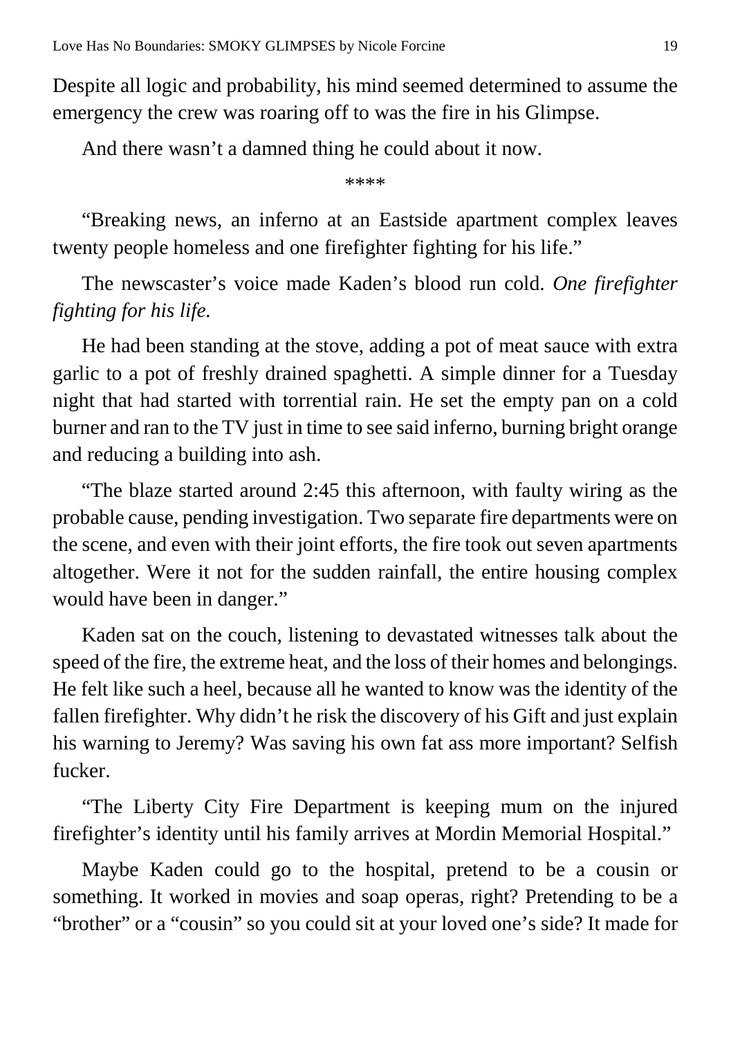Despite all logic and probability, his mind seemed determined to assume the emergency the crew was roaring off to was the fire in his Glimpse.

And there wasn't a damned thing he could about it now.

****

"Breaking news, an inferno at an Eastside apartment complex leaves twenty people homeless and one firefighter fighting for his life."

The newscaster's voice made Kaden's blood run cold. *One firefighter fighting for his life.*

He had been standing at the stove, adding a pot of meat sauce with extra garlic to a pot of freshly drained spaghetti. A simple dinner for a Tuesday night that had started with torrential rain. He set the empty pan on a cold burner and ran to the TV just in time to see said inferno, burning bright orange and reducing a building into ash.

"The blaze started around 2:45 this afternoon, with faulty wiring as the probable cause, pending investigation. Two separate fire departments were on the scene, and even with their joint efforts, the fire took out seven apartments altogether. Were it not for the sudden rainfall, the entire housing complex would have been in danger."

Kaden sat on the couch, listening to devastated witnesses talk about the speed of the fire, the extreme heat, and the loss of their homes and belongings. He felt like such a heel, because all he wanted to know was the identity of the fallen firefighter. Why didn't he risk the discovery of his Gift and just explain his warning to Jeremy? Was saving his own fat ass more important? Selfish fucker.

"The Liberty City Fire Department is keeping mum on the injured firefighter's identity until his family arrives at Mordin Memorial Hospital."

Maybe Kaden could go to the hospital, pretend to be a cousin or something. It worked in movies and soap operas, right? Pretending to be a "brother" or a "cousin" so you could sit at your loved one's side? It made for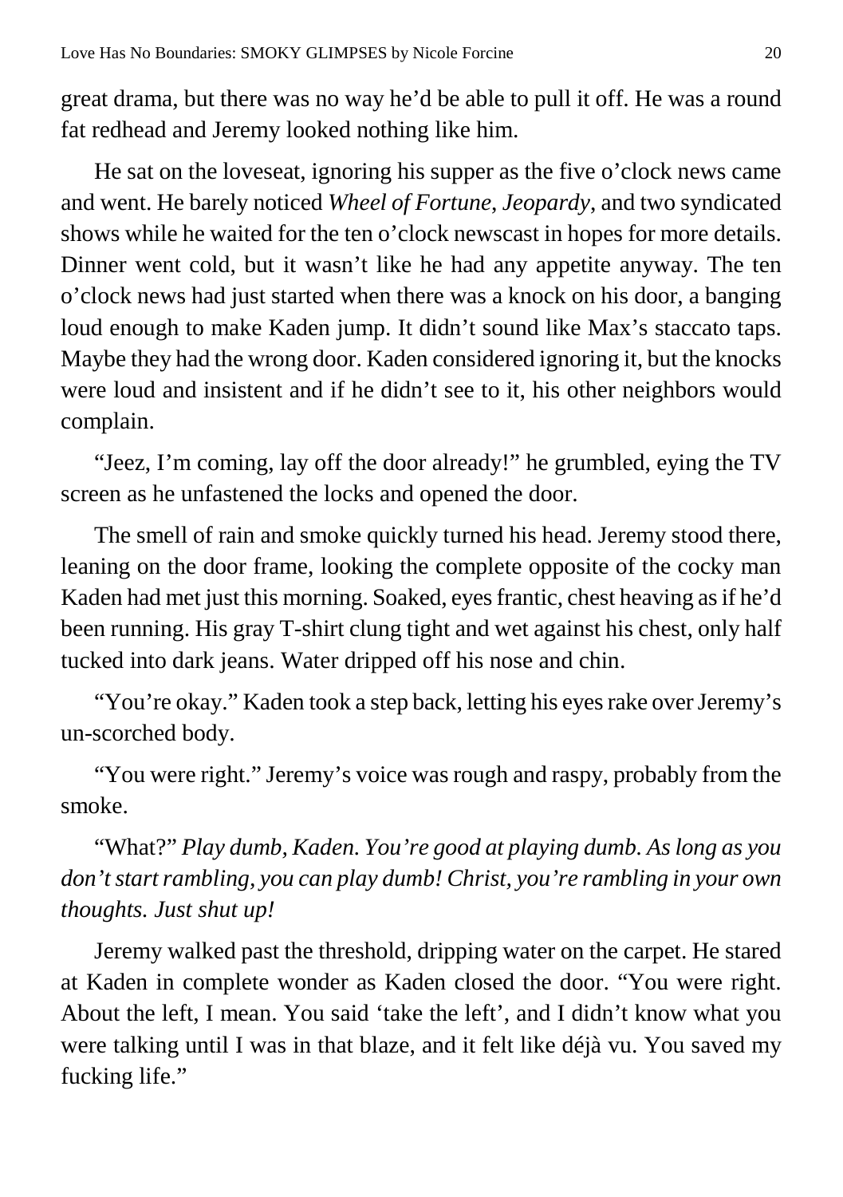great drama, but there was no way he'd be able to pull it off. He was a round fat redhead and Jeremy looked nothing like him.

He sat on the loveseat, ignoring his supper as the five o'clock news came and went. He barely noticed *Wheel of Fortune*, *Jeopardy*, and two syndicated shows while he waited for the ten o'clock newscast in hopes for more details. Dinner went cold, but it wasn't like he had any appetite anyway. The ten o'clock news had just started when there was a knock on his door, a banging loud enough to make Kaden jump. It didn't sound like Max's staccato taps. Maybe they had the wrong door. Kaden considered ignoring it, but the knocks were loud and insistent and if he didn't see to it, his other neighbors would complain.

"Jeez, I'm coming, lay off the door already!" he grumbled, eying the TV screen as he unfastened the locks and opened the door.

The smell of rain and smoke quickly turned his head. Jeremy stood there, leaning on the door frame, looking the complete opposite of the cocky man Kaden had met just this morning. Soaked, eyes frantic, chest heaving as if he'd been running. His gray T-shirt clung tight and wet against his chest, only half tucked into dark jeans. Water dripped off his nose and chin.

"You're okay." Kaden took a step back, letting his eyes rake over Jeremy's un-scorched body.

"You were right." Jeremy's voice was rough and raspy, probably from the smoke.

"What?" *Play dumb, Kaden. You're good at playing dumb. As long as you don't start rambling, you can play dumb! Christ, you're rambling in your own thoughts. Just shut up!*

Jeremy walked past the threshold, dripping water on the carpet. He stared at Kaden in complete wonder as Kaden closed the door. "You were right. About the left, I mean. You said 'take the left', and I didn't know what you were talking until I was in that blaze, and it felt like déjà vu. You saved my fucking life."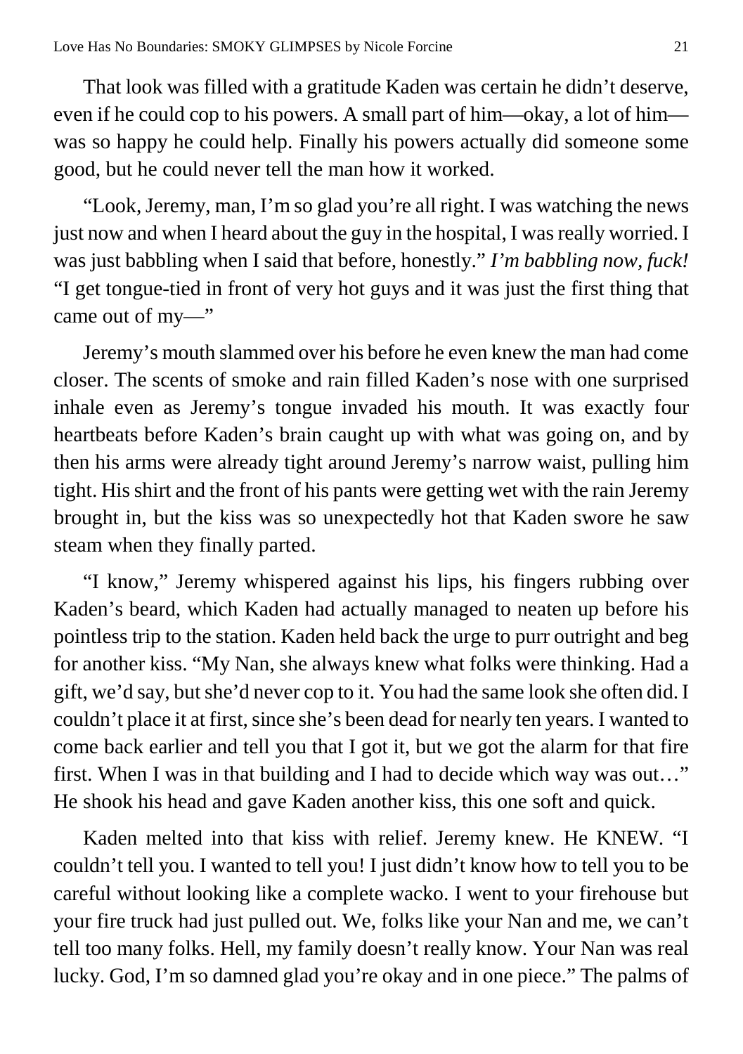That look was filled with a gratitude Kaden was certain he didn't deserve, even if he could cop to his powers. A small part of him—okay, a lot of him—was so happy he could help. Finally his powers actually did someone some good, but he could never tell the man how it worked.

"Look, Jeremy, man, I'm so glad you're all right. I was watching the news just now and when I heard about the guy in the hospital, I was really worried. I was just babbling when I said that before, honestly." *I'm babbling now, fuck!* "I get tongue-tied in front of very hot guys and it was just the first thing that came out of my—"

Jeremy's mouth slammed over his before he even knew the man had come closer. The scents of smoke and rain filled Kaden's nose with one surprised inhale even as Jeremy's tongue invaded his mouth. It was exactly four heartbeats before Kaden's brain caught up with what was going on, and by then his arms were already tight around Jeremy's narrow waist, pulling him tight. His shirt and the front of his pants were getting wet with the rain Jeremy brought in, but the kiss was so unexpectedly hot that Kaden swore he saw steam when they finally parted.

"I know," Jeremy whispered against his lips, his fingers rubbing over Kaden's beard, which Kaden had actually managed to neaten up before his pointless trip to the station. Kaden held back the urge to purr outright and beg for another kiss. "My Nan, she always knew what folks were thinking. Had a gift, we'd say, but she'd never cop to it. You had the same look she often did. I couldn't place it at first, since she's been dead for nearly ten years. I wanted to come back earlier and tell you that I got it, but we got the alarm for that fire first. When I was in that building and I had to decide which way was out…" He shook his head and gave Kaden another kiss, this one soft and quick.

Kaden melted into that kiss with relief. Jeremy knew. He KNEW. "I couldn't tell you. I wanted to tell you! I just didn't know how to tell you to be careful without looking like a complete wacko. I went to your firehouse but your fire truck had just pulled out. We, folks like your Nan and me, we can't tell too many folks. Hell, my family doesn't really know. Your Nan was real lucky. God, I'm so damned glad you're okay and in one piece." The palms of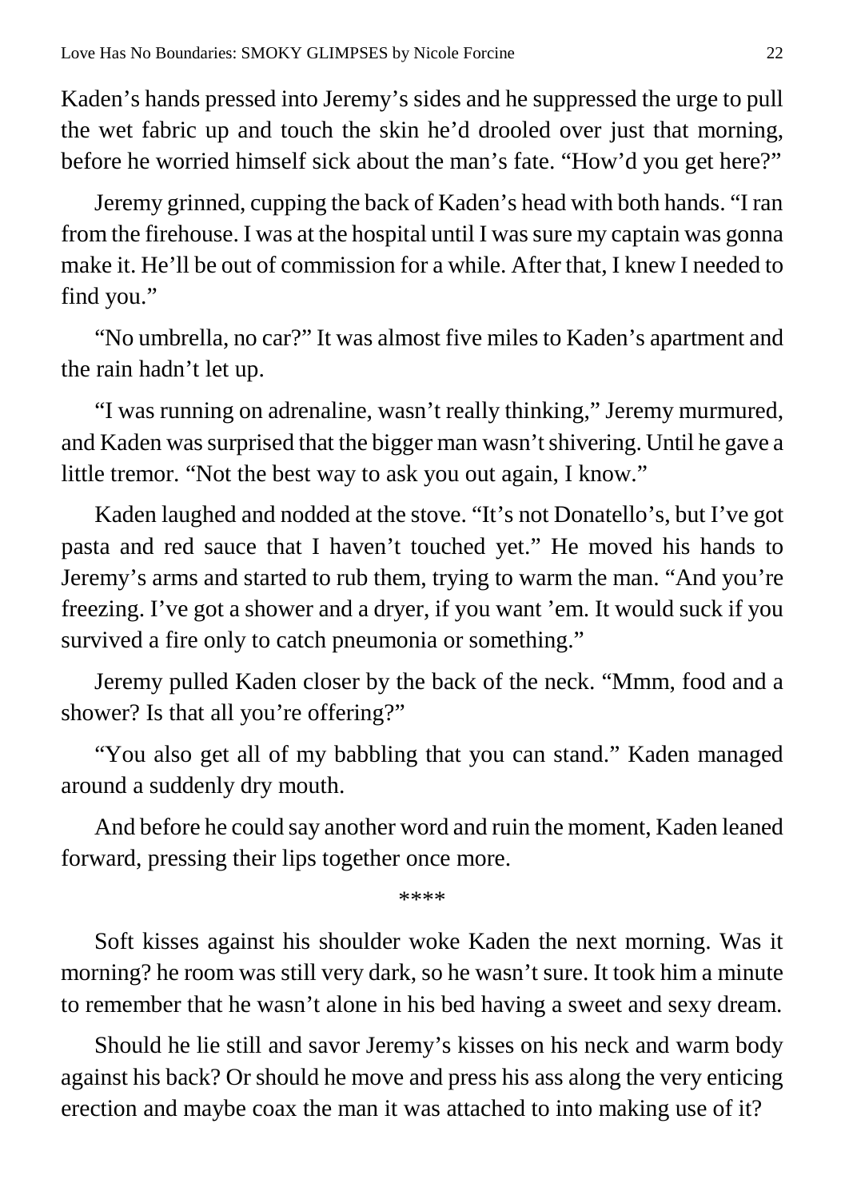Kaden's hands pressed into Jeremy's sides and he suppressed the urge to pull the wet fabric up and touch the skin he'd drooled over just that morning, before he worried himself sick about the man's fate. "How'd you get here?"

Jeremy grinned, cupping the back of Kaden's head with both hands. "I ran from the firehouse. I was at the hospital until I was sure my captain was gonna make it. He'll be out of commission for a while. After that, I knew I needed to find you."

"No umbrella, no car?" It was almost five miles to Kaden's apartment and the rain hadn't let up.

"I was running on adrenaline, wasn't really thinking," Jeremy murmured, and Kaden was surprised that the bigger man wasn't shivering. Until he gave a little tremor. "Not the best way to ask you out again, I know."

Kaden laughed and nodded at the stove. "It's not Donatello's, but I've got pasta and red sauce that I haven't touched yet." He moved his hands to Jeremy's arms and started to rub them, trying to warm the man. "And you're freezing. I've got a shower and a dryer, if you want 'em. It would suck if you survived a fire only to catch pneumonia or something."

Jeremy pulled Kaden closer by the back of the neck. "Mmm, food and a shower? Is that all you're offering?"

"You also get all of my babbling that you can stand." Kaden managed around a suddenly dry mouth.

And before he could say another word and ruin the moment, Kaden leaned forward, pressing their lips together once more.

****

Soft kisses against his shoulder woke Kaden the next morning. Was it morning? he room was still very dark, so he wasn't sure. It took him a minute to remember that he wasn't alone in his bed having a sweet and sexy dream.

Should he lie still and savor Jeremy's kisses on his neck and warm body against his back? Or should he move and press his ass along the very enticing erection and maybe coax the man it was attached to into making use of it?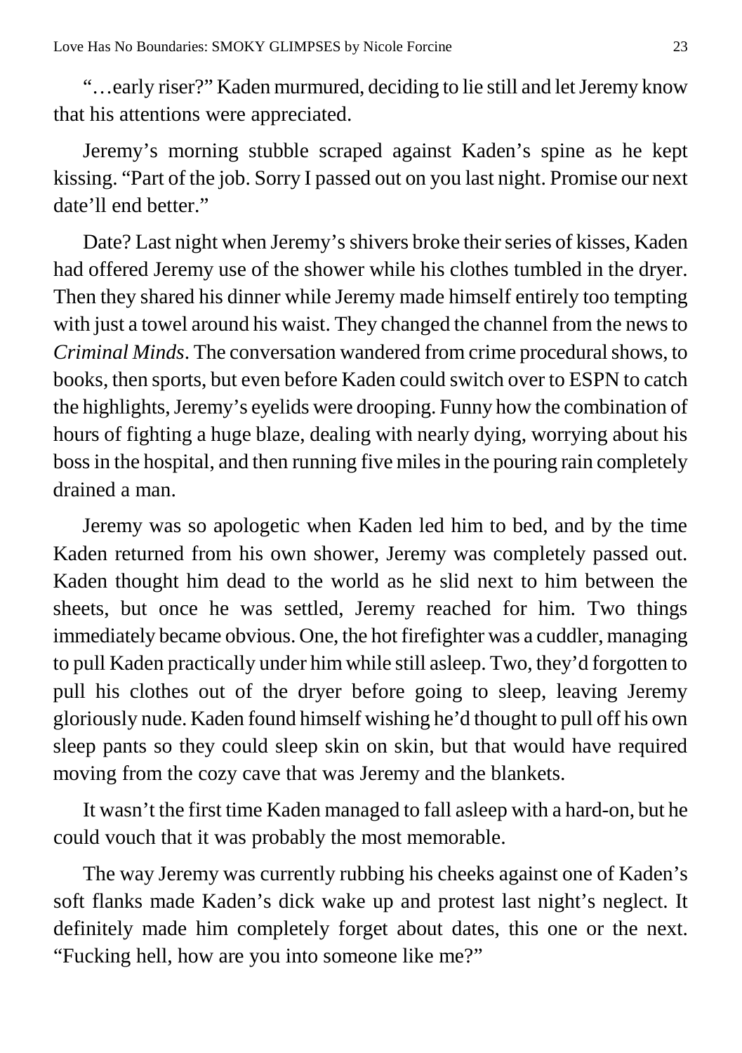"…early riser?" Kaden murmured, deciding to lie still and let Jeremy know that his attentions were appreciated.

Jeremy's morning stubble scraped against Kaden's spine as he kept kissing. "Part of the job. Sorry I passed out on you last night. Promise our next date'll end better."

Date? Last night when Jeremy's shivers broke their series of kisses, Kaden had offered Jeremy use of the shower while his clothes tumbled in the dryer. Then they shared his dinner while Jeremy made himself entirely too tempting with just a towel around his waist. They changed the channel from the news to *Criminal Minds*. The conversation wandered from crime procedural shows, to books, then sports, but even before Kaden could switch over to ESPN to catch the highlights, Jeremy's eyelids were drooping. Funny how the combination of hours of fighting a huge blaze, dealing with nearly dying, worrying about his boss in the hospital, and then running five miles in the pouring rain completely drained a man.

Jeremy was so apologetic when Kaden led him to bed, and by the time Kaden returned from his own shower, Jeremy was completely passed out. Kaden thought him dead to the world as he slid next to him between the sheets, but once he was settled, Jeremy reached for him. Two things immediately became obvious. One, the hot firefighter was a cuddler, managing to pull Kaden practically under him while still asleep. Two, they'd forgotten to pull his clothes out of the dryer before going to sleep, leaving Jeremy gloriously nude. Kaden found himself wishing he'd thought to pull off his own sleep pants so they could sleep skin on skin, but that would have required moving from the cozy cave that was Jeremy and the blankets.

It wasn't the first time Kaden managed to fall asleep with a hard-on, but he could vouch that it was probably the most memorable.

The way Jeremy was currently rubbing his cheeks against one of Kaden's soft flanks made Kaden's dick wake up and protest last night's neglect. It definitely made him completely forget about dates, this one or the next. "Fucking hell, how are you into someone like me?"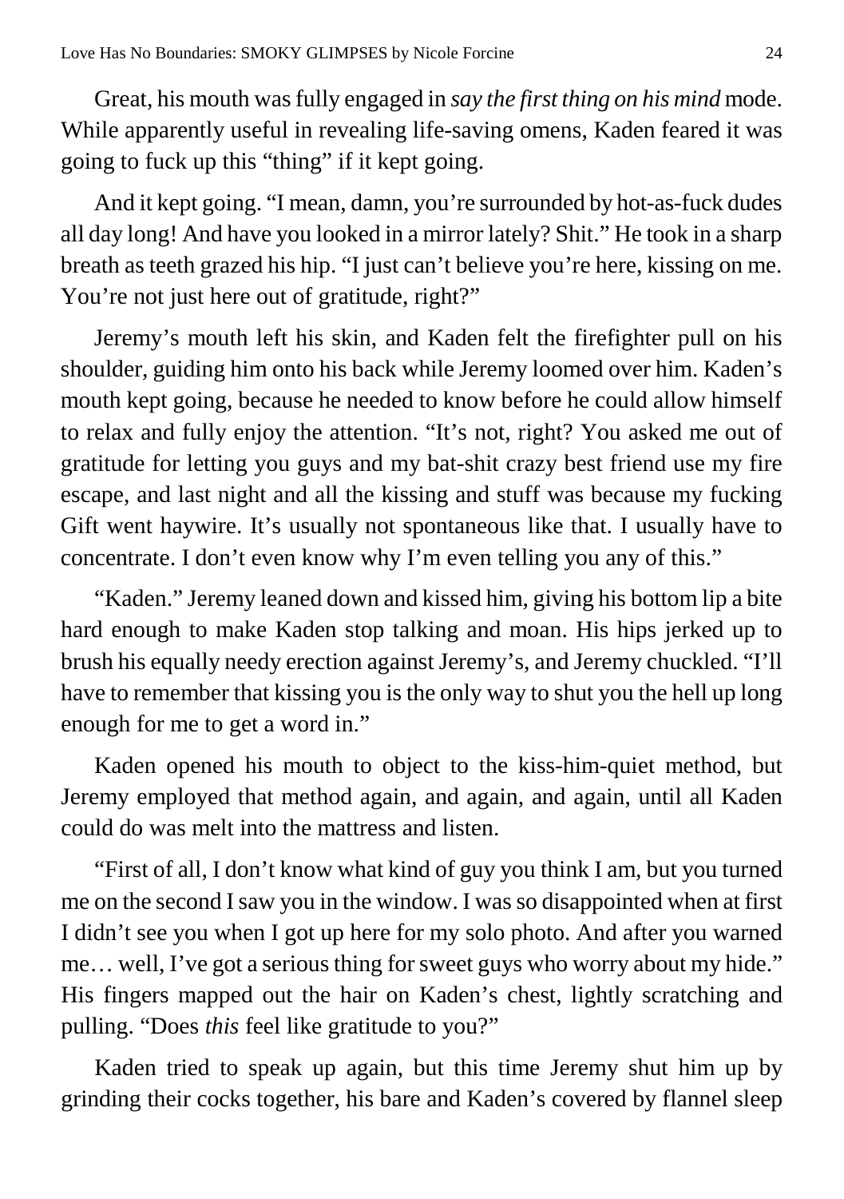Great, his mouth was fully engaged in *say the first thing on his mind* mode. While apparently useful in revealing life-saving omens, Kaden feared it was going to fuck up this "thing" if it kept going.

And it kept going. "I mean, damn, you're surrounded by hot-as-fuck dudes all day long! And have you looked in a mirror lately? Shit." He took in a sharp breath as teeth grazed his hip. "I just can't believe you're here, kissing on me. You're not just here out of gratitude, right?"

Jeremy's mouth left his skin, and Kaden felt the firefighter pull on his shoulder, guiding him onto his back while Jeremy loomed over him. Kaden's mouth kept going, because he needed to know before he could allow himself to relax and fully enjoy the attention. "It's not, right? You asked me out of gratitude for letting you guys and my bat-shit crazy best friend use my fire escape, and last night and all the kissing and stuff was because my fucking Gift went haywire. It's usually not spontaneous like that. I usually have to concentrate. I don't even know why I'm even telling you any of this."

"Kaden." Jeremy leaned down and kissed him, giving his bottom lip a bite hard enough to make Kaden stop talking and moan. His hips jerked up to brush his equally needy erection against Jeremy's, and Jeremy chuckled. "I'll have to remember that kissing you is the only way to shut you the hell up long enough for me to get a word in."

Kaden opened his mouth to object to the kiss-him-quiet method, but Jeremy employed that method again, and again, and again, until all Kaden could do was melt into the mattress and listen.

"First of all, I don't know what kind of guy you think I am, but you turned me on the second I saw you in the window. I was so disappointed when at first I didn't see you when I got up here for my solo photo. And after you warned me… well, I've got a serious thing for sweet guys who worry about my hide." His fingers mapped out the hair on Kaden's chest, lightly scratching and pulling. "Does *this* feel like gratitude to you?"

Kaden tried to speak up again, but this time Jeremy shut him up by grinding their cocks together, his bare and Kaden's covered by flannel sleep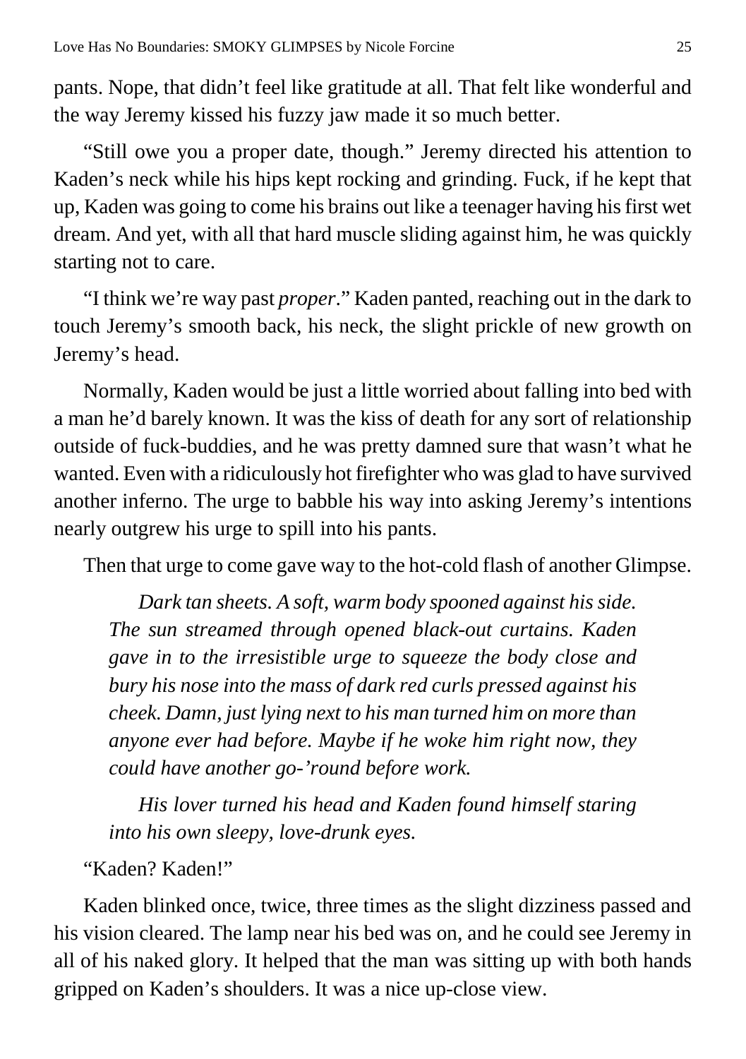pants. Nope, that didn't feel like gratitude at all. That felt like wonderful and the way Jeremy kissed his fuzzy jaw made it so much better.

"Still owe you a proper date, though." Jeremy directed his attention to Kaden's neck while his hips kept rocking and grinding. Fuck, if he kept that up, Kaden was going to come his brains out like a teenager having his first wet dream. And yet, with all that hard muscle sliding against him, he was quickly starting not to care.

"I think we're way past *proper*." Kaden panted, reaching out in the dark to touch Jeremy's smooth back, his neck, the slight prickle of new growth on Jeremy's head.

Normally, Kaden would be just a little worried about falling into bed with a man he'd barely known. It was the kiss of death for any sort of relationship outside of fuck-buddies, and he was pretty damned sure that wasn't what he wanted. Even with a ridiculously hot firefighter who was glad to have survived another inferno. The urge to babble his way into asking Jeremy's intentions nearly outgrew his urge to spill into his pants.

Then that urge to come gave way to the hot-cold flash of another Glimpse.

> *Dark tan sheets. A soft, warm body spooned against his side. The sun streamed through opened black-out curtains. Kaden gave in to the irresistible urge to squeeze the body close and bury his nose into the mass of dark red curls pressed against his cheek. Damn, just lying next to his man turned him on more than anyone ever had before. Maybe if he woke him right now, they could have another go-'round before work.*
>
> *His lover turned his head and Kaden found himself staring into his own sleepy, love-drunk eyes.*

"Kaden? Kaden!"

Kaden blinked once, twice, three times as the slight dizziness passed and his vision cleared. The lamp near his bed was on, and he could see Jeremy in all of his naked glory. It helped that the man was sitting up with both hands gripped on Kaden's shoulders. It was a nice up-close view.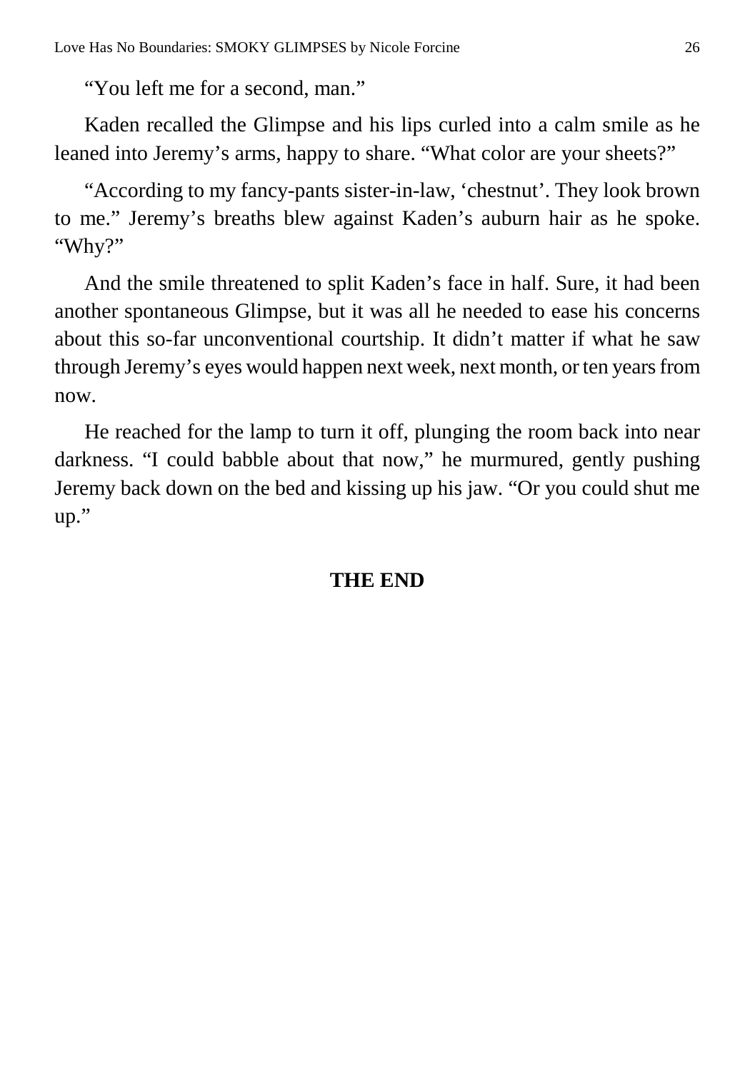"You left me for a second, man."

Kaden recalled the Glimpse and his lips curled into a calm smile as he leaned into Jeremy's arms, happy to share. "What color are your sheets?"

"According to my fancy-pants sister-in-law, 'chestnut'. They look brown to me." Jeremy's breaths blew against Kaden's auburn hair as he spoke. "Why?"

And the smile threatened to split Kaden's face in half. Sure, it had been another spontaneous Glimpse, but it was all he needed to ease his concerns about this so-far unconventional courtship. It didn't matter if what he saw through Jeremy's eyes would happen next week, next month, or ten years from now.

He reached for the lamp to turn it off, plunging the room back into near darkness. "I could babble about that now," he murmured, gently pushing Jeremy back down on the bed and kissing up his jaw. "Or you could shut me up."

**THE END**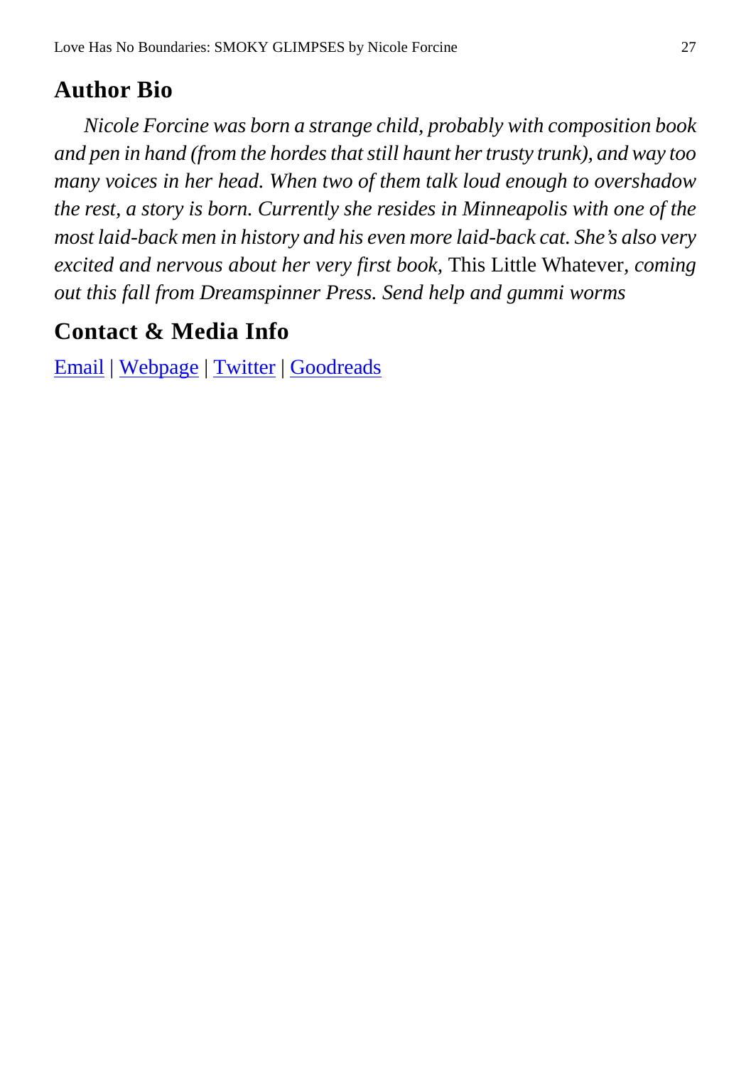## Author Bio

*Nicole Forcine was born a strange child, probably with composition book and pen in hand (from the hordes that still haunt her trusty trunk), and way too many voices in her head. When two of them talk loud enough to overshadow the rest, a story is born. Currently she resides in Minneapolis with one of the most laid-back men in history and his even more laid-back cat. She's also very excited and nervous about her very first book,* This Little Whatever, *coming out this fall from Dreamspinner Press. Send help and gummi worms*

## Contact & Media Info

Email | Webpage | Twitter | Goodreads